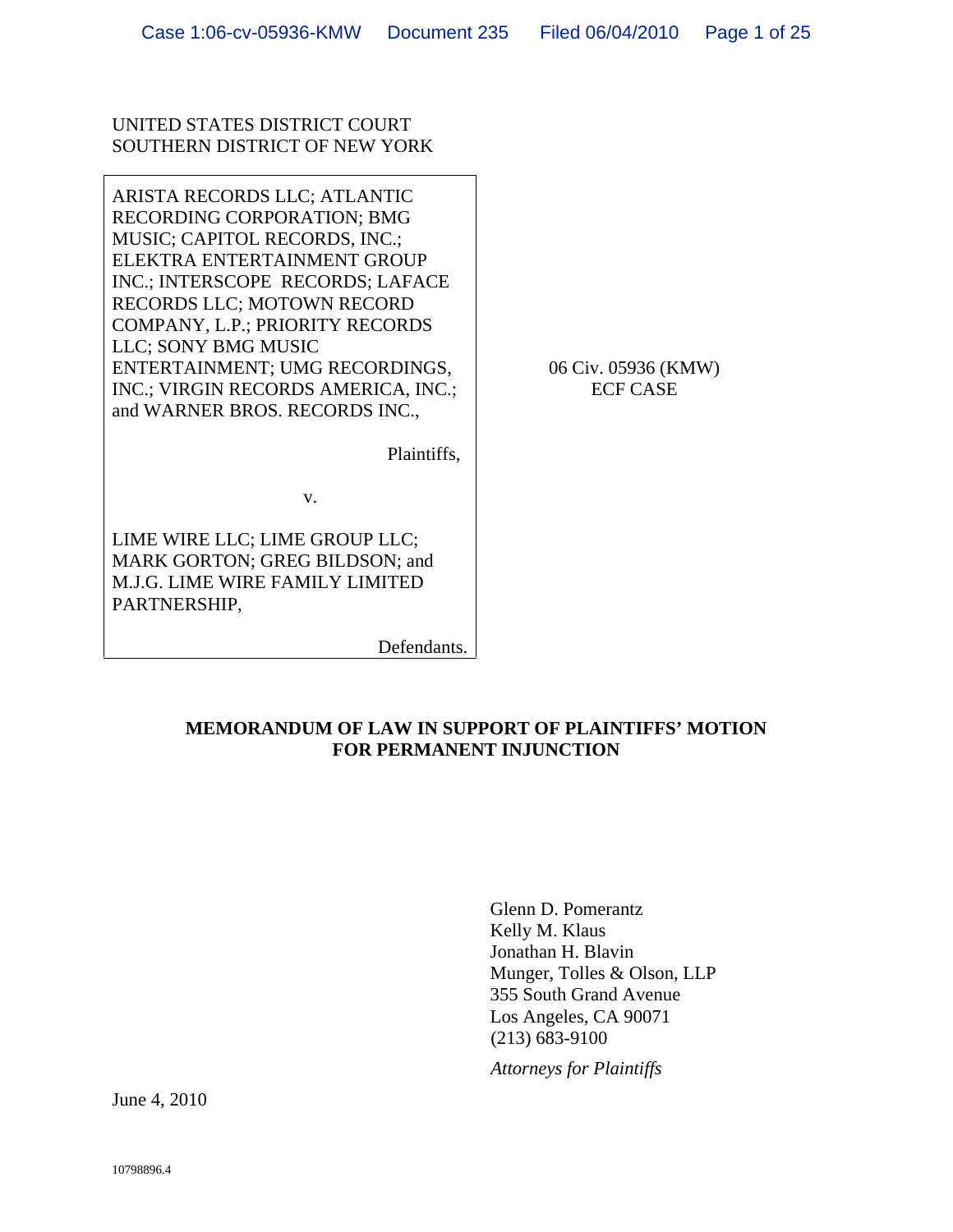UNITED STATES DISTRICT COURT
SOUTHERN DISTRICT OF NEW YORK

ARISTA RECORDS LLC; ATLANTIC RECORDING CORPORATION; BMG MUSIC; CAPITOL RECORDS, INC.; ELEKTRA ENTERTAINMENT GROUP INC.; INTERSCOPE RECORDS; LAFACE RECORDS LLC; MOTOWN RECORD COMPANY, L.P.; PRIORITY RECORDS LLC; SONY BMG MUSIC ENTERTAINMENT; UMG RECORDINGS, INC.; VIRGIN RECORDS AMERICA, INC.; and WARNER BROS. RECORDS INC.,

Plaintiffs,

v.

LIME WIRE LLC; LIME GROUP LLC; MARK GORTON; GREG BILDSON; and M.J.G. LIME WIRE FAMILY LIMITED PARTNERSHIP,

Defendants.

06 Civ. 05936 (KMW)
ECF CASE

**MEMORANDUM OF LAW IN SUPPORT OF PLAINTIFFS' MOTION FOR PERMANENT INJUNCTION**

Glenn D. Pomerantz
Kelly M. Klaus
Jonathan H. Blavin
Munger, Tolles & Olson, LLP
355 South Grand Avenue
Los Angeles, CA 90071
(213) 683-9100

*Attorneys for Plaintiffs*

June 4, 2010

10798896.4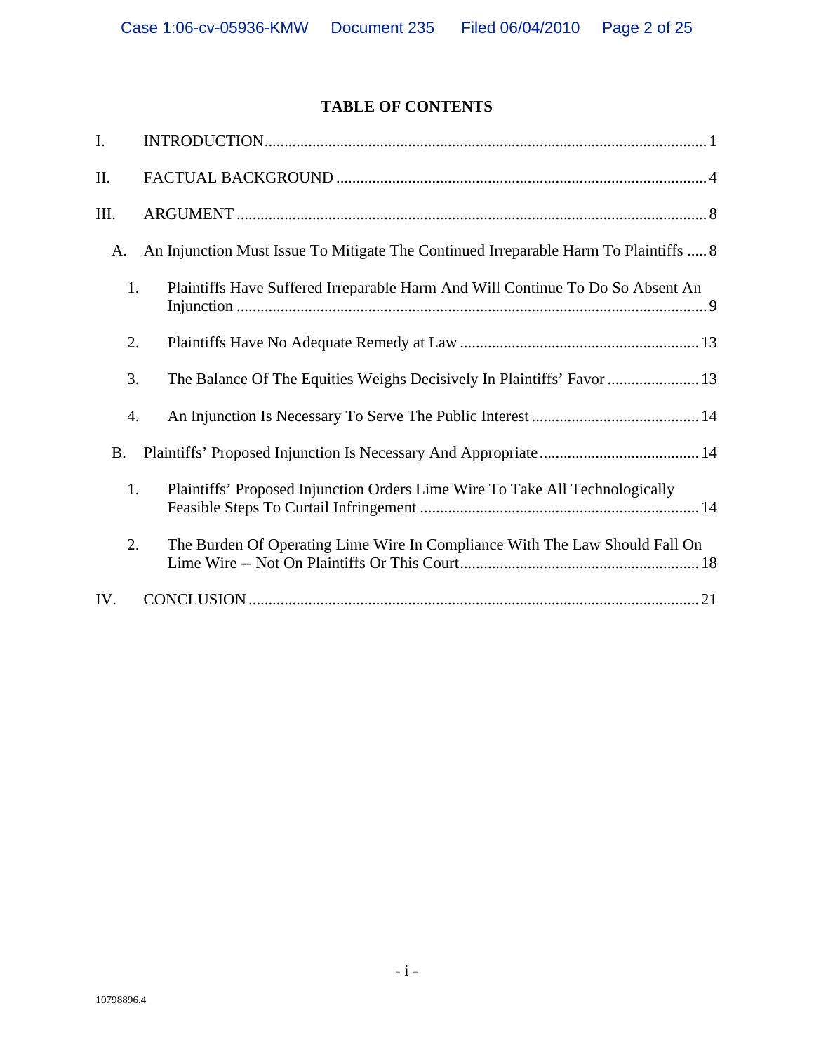# TABLE OF CONTENTS

I. INTRODUCTION ..... 1

II. FACTUAL BACKGROUND ..... 4

III. ARGUMENT ..... 8

- A. An Injunction Must Issue To Mitigate The Continued Irreparable Harm To Plaintiffs ..... 8
  - 1. Plaintiffs Have Suffered Irreparable Harm And Will Continue To Do So Absent An Injunction ..... 9
  - 2. Plaintiffs Have No Adequate Remedy at Law ..... 13
  - 3. The Balance Of The Equities Weighs Decisively In Plaintiffs' Favor ..... 13
  - 4. An Injunction Is Necessary To Serve The Public Interest ..... 14
- B. Plaintiffs' Proposed Injunction Is Necessary And Appropriate ..... 14
  - 1. Plaintiffs' Proposed Injunction Orders Lime Wire To Take All Technologically Feasible Steps To Curtail Infringement ..... 14
  - 2. The Burden Of Operating Lime Wire In Compliance With The Law Should Fall On Lime Wire -- Not On Plaintiffs Or This Court ..... 18

IV. CONCLUSION ..... 21

10798896.4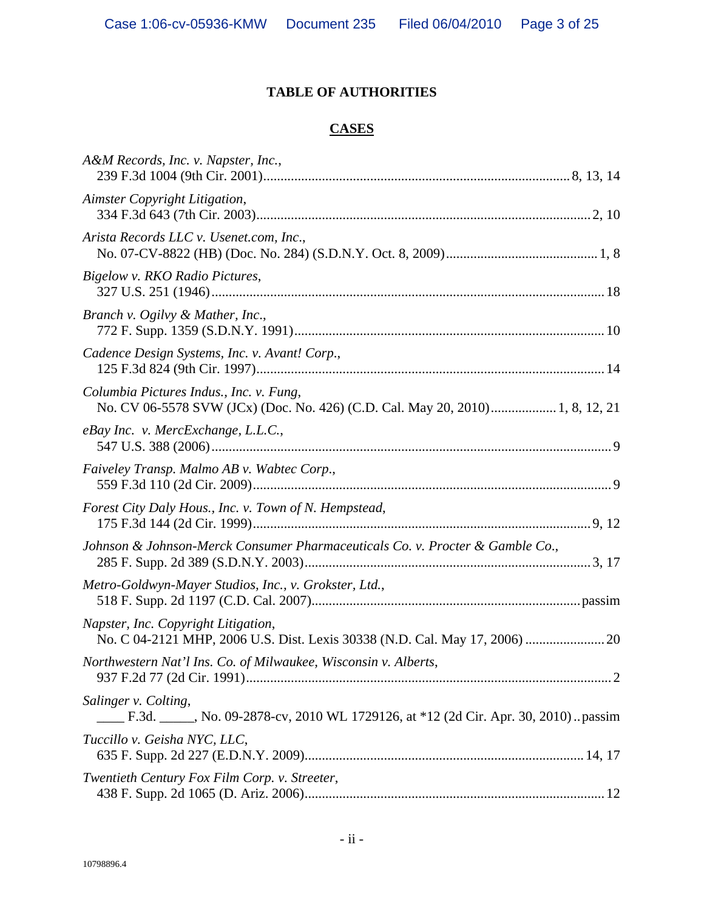# TABLE OF AUTHORITIES

## CASES

*A&M Records, Inc. v. Napster, Inc.*,
239 F.3d 1004 (9th Cir. 2001)........................................................................................8, 13, 14

*Aimster Copyright Litigation*,
334 F.3d 643 (7th Cir. 2003)................................................................................................2, 10

*Arista Records LLC v. Usenet.com, Inc.*,
No. 07-CV-8822 (HB) (Doc. No. 284) (S.D.N.Y. Oct. 8, 2009)............................................1, 8

*Bigelow v. RKO Radio Pictures*,
327 U.S. 251 (1946).................................................................................................................18

*Branch v. Ogilvy & Mather, Inc.*,
772 F. Supp. 1359 (S.D.N.Y. 1991)........................................................................................10

*Cadence Design Systems, Inc. v. Avant! Corp.*,
125 F.3d 824 (9th Cir. 1997)....................................................................................................14

*Columbia Pictures Indus., Inc. v. Fung*,
No. CV 06-5578 SVW (JCx) (Doc. No. 426) (C.D. Cal. May 20, 2010)..................1, 8, 12, 21

*eBay Inc. v. MercExchange, L.L.C.*,
547 U.S. 388 (2006)...................................................................................................................9

*Faiveley Transp. Malmo AB v. Wabtec Corp.*,
559 F.3d 110 (2d Cir. 2009).......................................................................................................9

*Forest City Daly Hous., Inc. v. Town of N. Hempstead*,
175 F.3d 144 (2d Cir. 1999).................................................................................................9, 12

*Johnson & Johnson-Merck Consumer Pharmaceuticals Co. v. Procter & Gamble Co.*,
285 F. Supp. 2d 389 (S.D.N.Y. 2003).................................................................................3, 17

*Metro-Goldwyn-Mayer Studios, Inc., v. Grokster, Ltd.*,
518 F. Supp. 2d 1197 (C.D. Cal. 2007).............................................................................passim

*Napster, Inc. Copyright Litigation*,
No. C 04-2121 MHP, 2006 U.S. Dist. Lexis 30338 (N.D. Cal. May 17, 2006) .......................20

*Northwestern Nat'l Ins. Co. of Milwaukee, Wisconsin v. Alberts*,
937 F.2d 77 (2d Cir. 1991).........................................................................................................2

*Salinger v. Colting*,
____ F.3d. _____, No. 09-2878-cv, 2010 WL 1729126, at *12 (2d Cir. Apr. 30, 2010)..passim

*Tuccillo v. Geisha NYC, LLC*,
635 F. Supp. 2d 227 (E.D.N.Y. 2009)...............................................................................14, 17

*Twentieth Century Fox Film Corp. v. Streeter*,
438 F. Supp. 2d 1065 (D. Ariz. 2006).......................................................................................12

10798896.4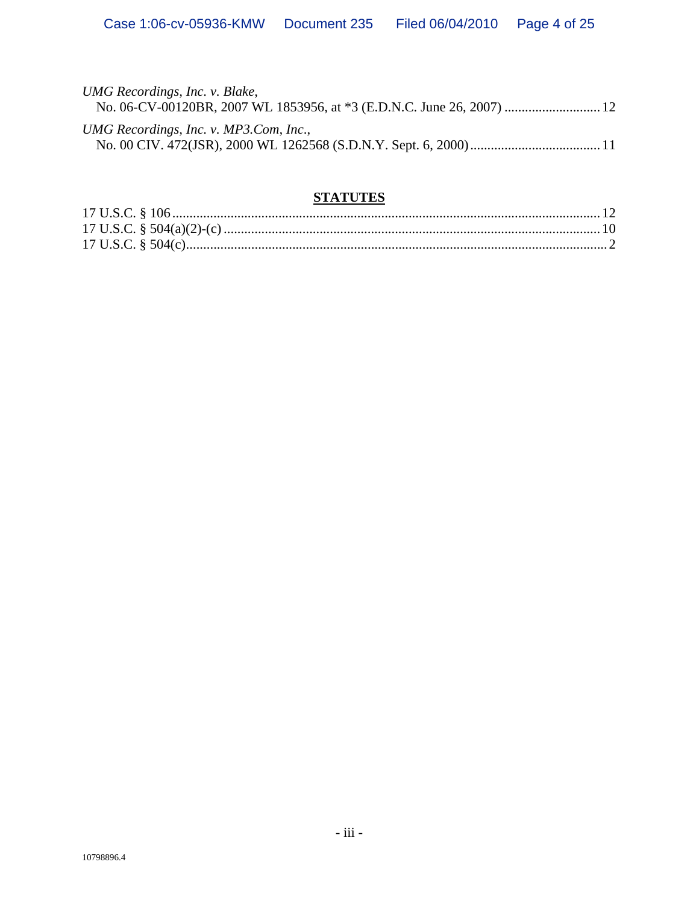*UMG Recordings, Inc. v. Blake*,
No. 06-CV-00120BR, 2007 WL 1853956, at *3 (E.D.N.C. June 26, 2007) ............................ 12

*UMG Recordings, Inc. v. MP3.Com, Inc.*,
No. 00 CIV. 472(JSR), 2000 WL 1262568 (S.D.N.Y. Sept. 6, 2000) ...................................... 11

## STATUTES

17 U.S.C. § 106 ............................................................................................................................. 12
17 U.S.C. § 504(a)(2)-(c) ............................................................................................................. 10
17 U.S.C. § 504(c).......................................................................................................................... 2

10798896.4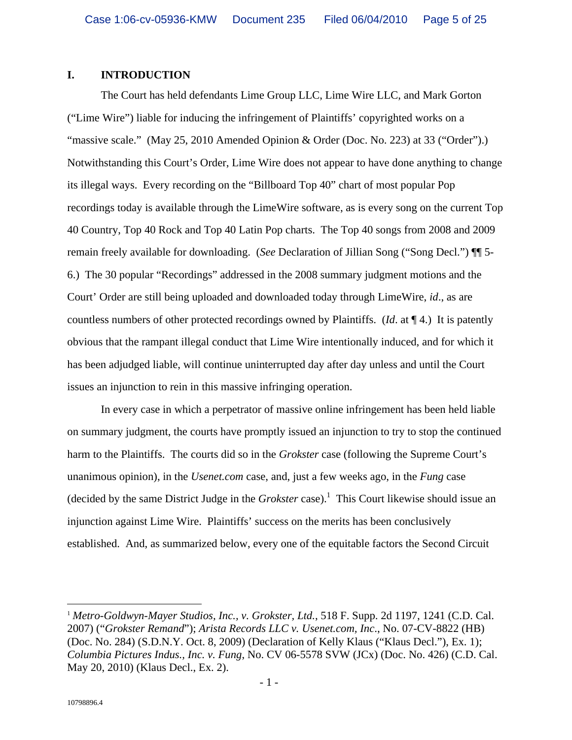## I. INTRODUCTION

The Court has held defendants Lime Group LLC, Lime Wire LLC, and Mark Gorton ("Lime Wire") liable for inducing the infringement of Plaintiffs' copyrighted works on a "massive scale." (May 25, 2010 Amended Opinion & Order (Doc. No. 223) at 33 ("Order").) Notwithstanding this Court's Order, Lime Wire does not appear to have done anything to change its illegal ways. Every recording on the "Billboard Top 40" chart of most popular Pop recordings today is available through the LimeWire software, as is every song on the current Top 40 Country, Top 40 Rock and Top 40 Latin Pop charts. The Top 40 songs from 2008 and 2009 remain freely available for downloading. (*See* Declaration of Jillian Song ("Song Decl.") ¶¶ 5-6.) The 30 popular "Recordings" addressed in the 2008 summary judgment motions and the Court' Order are still being uploaded and downloaded today through LimeWire, *id*., as are countless numbers of other protected recordings owned by Plaintiffs. (*Id*. at ¶ 4.) It is patently obvious that the rampant illegal conduct that Lime Wire intentionally induced, and for which it has been adjudged liable, will continue uninterrupted day after day unless and until the Court issues an injunction to rein in this massive infringing operation.

In every case in which a perpetrator of massive online infringement has been held liable on summary judgment, the courts have promptly issued an injunction to try to stop the continued harm to the Plaintiffs. The courts did so in the *Grokster* case (following the Supreme Court's unanimous opinion), in the *Usenet.com* case, and, just a few weeks ago, in the *Fung* case (decided by the same District Judge in the *Grokster* case).[1] This Court likewise should issue an injunction against Lime Wire. Plaintiffs' success on the merits has been conclusively established. And, as summarized below, every one of the equitable factors the Second Circuit

---

[1] *Metro-Goldwyn-Mayer Studios, Inc., v. Grokster, Ltd.*, 518 F. Supp. 2d 1197, 1241 (C.D. Cal. 2007) ("*Grokster Remand*"); *Arista Records LLC v. Usenet.com, Inc.*, No. 07-CV-8822 (HB) (Doc. No. 284) (S.D.N.Y. Oct. 8, 2009) (Declaration of Kelly Klaus ("Klaus Decl."), Ex. 1); *Columbia Pictures Indus., Inc. v. Fung*, No. CV 06-5578 SVW (JCx) (Doc. No. 426) (C.D. Cal. May 20, 2010) (Klaus Decl., Ex. 2).

10798896.4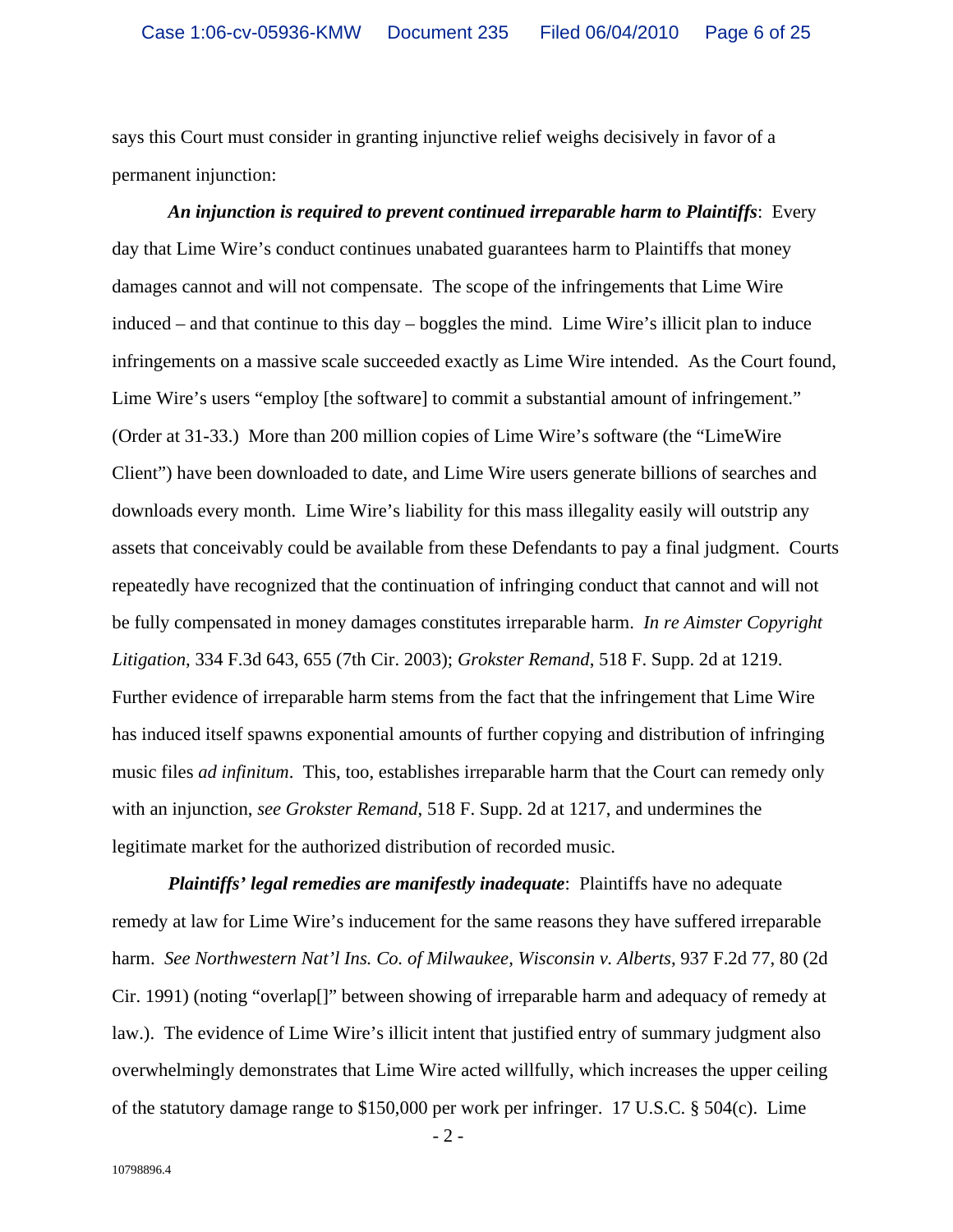says this Court must consider in granting injunctive relief weighs decisively in favor of a permanent injunction:

***An injunction is required to prevent continued irreparable harm to Plaintiffs***: Every day that Lime Wire's conduct continues unabated guarantees harm to Plaintiffs that money damages cannot and will not compensate. The scope of the infringements that Lime Wire induced – and that continue to this day – boggles the mind. Lime Wire's illicit plan to induce infringements on a massive scale succeeded exactly as Lime Wire intended. As the Court found, Lime Wire's users "employ [the software] to commit a substantial amount of infringement." (Order at 31-33.) More than 200 million copies of Lime Wire's software (the "LimeWire Client") have been downloaded to date, and Lime Wire users generate billions of searches and downloads every month. Lime Wire's liability for this mass illegality easily will outstrip any assets that conceivably could be available from these Defendants to pay a final judgment. Courts repeatedly have recognized that the continuation of infringing conduct that cannot and will not be fully compensated in money damages constitutes irreparable harm. *In re Aimster Copyright Litigation*, 334 F.3d 643, 655 (7th Cir. 2003); *Grokster Remand*, 518 F. Supp. 2d at 1219. Further evidence of irreparable harm stems from the fact that the infringement that Lime Wire has induced itself spawns exponential amounts of further copying and distribution of infringing music files *ad infinitum*. This, too, establishes irreparable harm that the Court can remedy only with an injunction, *see Grokster Remand*, 518 F. Supp. 2d at 1217, and undermines the legitimate market for the authorized distribution of recorded music.

***Plaintiffs' legal remedies are manifestly inadequate***: Plaintiffs have no adequate remedy at law for Lime Wire's inducement for the same reasons they have suffered irreparable harm. *See Northwestern Nat'l Ins. Co. of Milwaukee, Wisconsin v. Alberts*, 937 F.2d 77, 80 (2d Cir. 1991) (noting "overlap[]" between showing of irreparable harm and adequacy of remedy at law.). The evidence of Lime Wire's illicit intent that justified entry of summary judgment also overwhelmingly demonstrates that Lime Wire acted willfully, which increases the upper ceiling of the statutory damage range to $150,000 per work per infringer. 17 U.S.C. § 504(c). Lime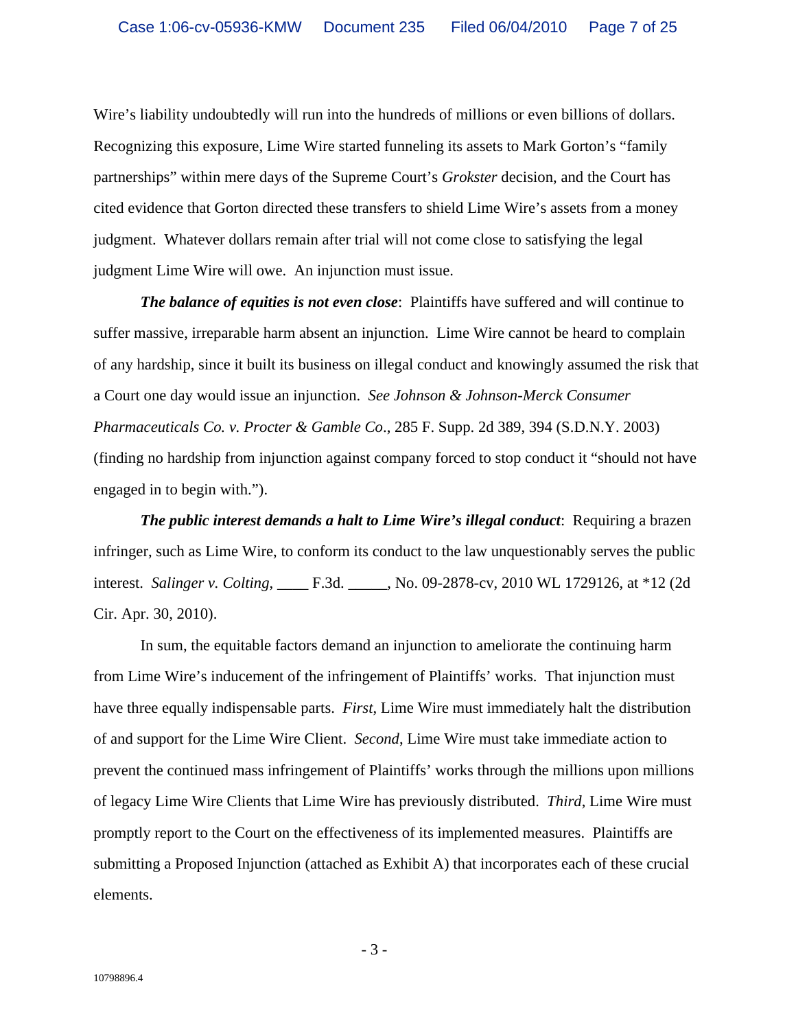Wire's liability undoubtedly will run into the hundreds of millions or even billions of dollars. Recognizing this exposure, Lime Wire started funneling its assets to Mark Gorton's "family partnerships" within mere days of the Supreme Court's *Grokster* decision, and the Court has cited evidence that Gorton directed these transfers to shield Lime Wire's assets from a money judgment. Whatever dollars remain after trial will not come close to satisfying the legal judgment Lime Wire will owe. An injunction must issue.

***The balance of equities is not even close***: Plaintiffs have suffered and will continue to suffer massive, irreparable harm absent an injunction. Lime Wire cannot be heard to complain of any hardship, since it built its business on illegal conduct and knowingly assumed the risk that a Court one day would issue an injunction. *See Johnson & Johnson-Merck Consumer Pharmaceuticals Co. v. Procter & Gamble Co*., 285 F. Supp. 2d 389, 394 (S.D.N.Y. 2003) (finding no hardship from injunction against company forced to stop conduct it "should not have engaged in to begin with.").

***The public interest demands a halt to Lime Wire's illegal conduct***: Requiring a brazen infringer, such as Lime Wire, to conform its conduct to the law unquestionably serves the public interest. *Salinger v. Colting*, ____ F.3d. _____, No. 09-2878-cv, 2010 WL 1729126, at *12 (2d Cir. Apr. 30, 2010).

In sum, the equitable factors demand an injunction to ameliorate the continuing harm from Lime Wire's inducement of the infringement of Plaintiffs' works. That injunction must have three equally indispensable parts. *First*, Lime Wire must immediately halt the distribution of and support for the Lime Wire Client. *Second*, Lime Wire must take immediate action to prevent the continued mass infringement of Plaintiffs' works through the millions upon millions of legacy Lime Wire Clients that Lime Wire has previously distributed. *Third*, Lime Wire must promptly report to the Court on the effectiveness of its implemented measures. Plaintiffs are submitting a Proposed Injunction (attached as Exhibit A) that incorporates each of these crucial elements.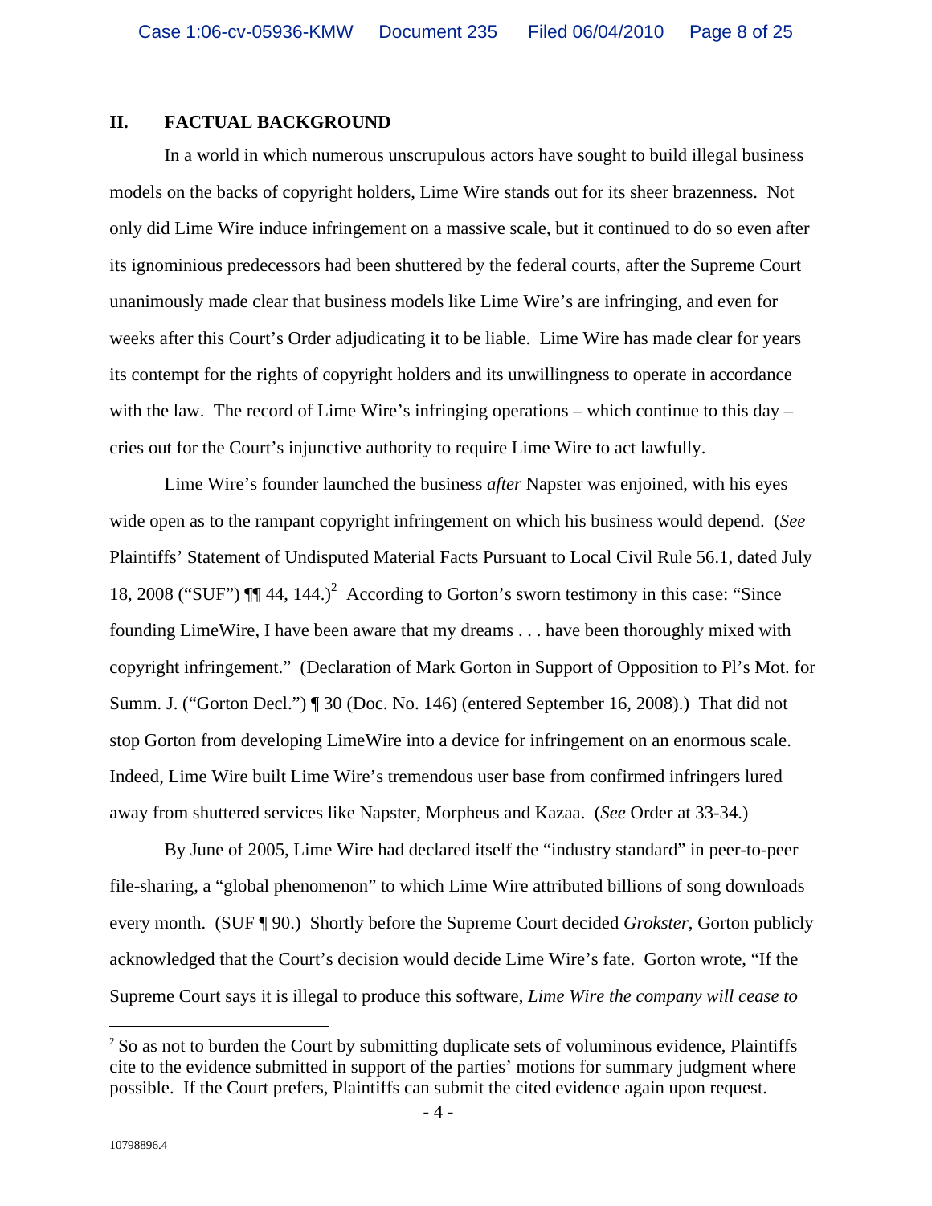## II. FACTUAL BACKGROUND

In a world in which numerous unscrupulous actors have sought to build illegal business models on the backs of copyright holders, Lime Wire stands out for its sheer brazenness. Not only did Lime Wire induce infringement on a massive scale, but it continued to do so even after its ignominious predecessors had been shuttered by the federal courts, after the Supreme Court unanimously made clear that business models like Lime Wire's are infringing, and even for weeks after this Court's Order adjudicating it to be liable. Lime Wire has made clear for years its contempt for the rights of copyright holders and its unwillingness to operate in accordance with the law. The record of Lime Wire's infringing operations – which continue to this day – cries out for the Court's injunctive authority to require Lime Wire to act lawfully.

Lime Wire's founder launched the business *after* Napster was enjoined, with his eyes wide open as to the rampant copyright infringement on which his business would depend. (*See* Plaintiffs' Statement of Undisputed Material Facts Pursuant to Local Civil Rule 56.1, dated July 18, 2008 ("SUF") ¶¶ 44, 144.)[2] According to Gorton's sworn testimony in this case: "Since founding LimeWire, I have been aware that my dreams . . . have been thoroughly mixed with copyright infringement." (Declaration of Mark Gorton in Support of Opposition to Pl's Mot. for Summ. J. ("Gorton Decl.") ¶ 30 (Doc. No. 146) (entered September 16, 2008).) That did not stop Gorton from developing LimeWire into a device for infringement on an enormous scale. Indeed, Lime Wire built Lime Wire's tremendous user base from confirmed infringers lured away from shuttered services like Napster, Morpheus and Kazaa. (*See* Order at 33-34.)

By June of 2005, Lime Wire had declared itself the "industry standard" in peer-to-peer file-sharing, a "global phenomenon" to which Lime Wire attributed billions of song downloads every month. (SUF ¶ 90.) Shortly before the Supreme Court decided *Grokster*, Gorton publicly acknowledged that the Court's decision would decide Lime Wire's fate. Gorton wrote, "If the Supreme Court says it is illegal to produce this software, *Lime Wire the company will cease to*

---

[2] So as not to burden the Court by submitting duplicate sets of voluminous evidence, Plaintiffs cite to the evidence submitted in support of the parties' motions for summary judgment where possible. If the Court prefers, Plaintiffs can submit the cited evidence again upon request.

10798896.4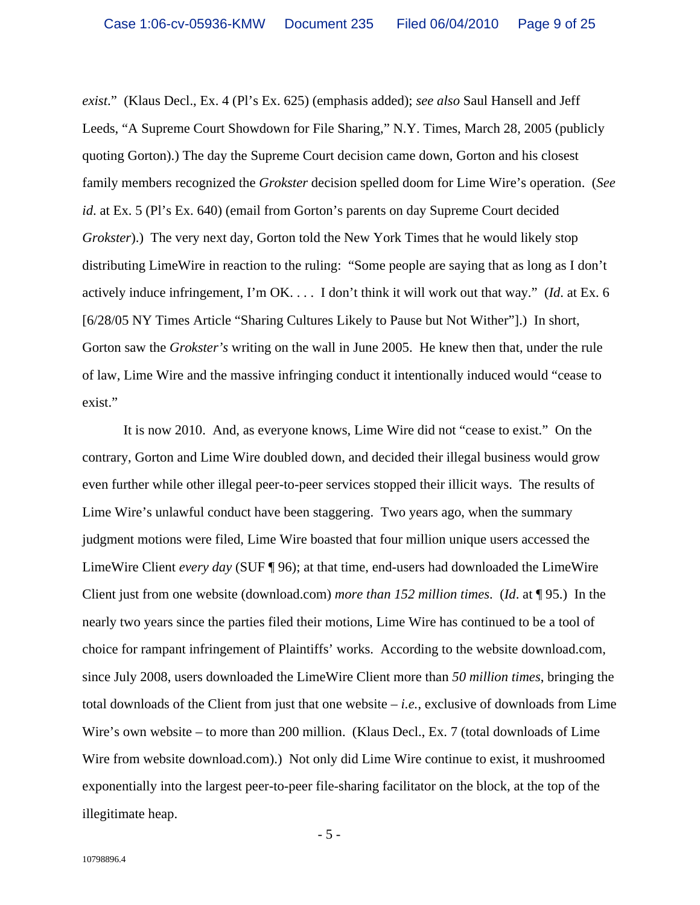*exist*." (Klaus Decl., Ex. 4 (Pl's Ex. 625) (emphasis added); *see also* Saul Hansell and Jeff Leeds, "A Supreme Court Showdown for File Sharing," N.Y. Times, March 28, 2005 (publicly quoting Gorton).) The day the Supreme Court decision came down, Gorton and his closest family members recognized the *Grokster* decision spelled doom for Lime Wire's operation. (*See id*. at Ex. 5 (Pl's Ex. 640) (email from Gorton's parents on day Supreme Court decided *Grokster*).) The very next day, Gorton told the New York Times that he would likely stop distributing LimeWire in reaction to the ruling: "Some people are saying that as long as I don't actively induce infringement, I'm OK. . . . I don't think it will work out that way." (*Id*. at Ex. 6 [6/28/05 NY Times Article "Sharing Cultures Likely to Pause but Not Wither"].) In short, Gorton saw the *Grokster's* writing on the wall in June 2005. He knew then that, under the rule of law, Lime Wire and the massive infringing conduct it intentionally induced would "cease to exist."

It is now 2010. And, as everyone knows, Lime Wire did not "cease to exist." On the contrary, Gorton and Lime Wire doubled down, and decided their illegal business would grow even further while other illegal peer-to-peer services stopped their illicit ways. The results of Lime Wire's unlawful conduct have been staggering. Two years ago, when the summary judgment motions were filed, Lime Wire boasted that four million unique users accessed the LimeWire Client *every day* (SUF ¶ 96); at that time, end-users had downloaded the LimeWire Client just from one website (download.com) *more than 152 million times*. (*Id*. at ¶ 95.) In the nearly two years since the parties filed their motions, Lime Wire has continued to be a tool of choice for rampant infringement of Plaintiffs' works. According to the website download.com, since July 2008, users downloaded the LimeWire Client more than *50 million times*, bringing the total downloads of the Client from just that one website – *i.e.*, exclusive of downloads from Lime Wire's own website – to more than 200 million. (Klaus Decl., Ex. 7 (total downloads of Lime Wire from website download.com).) Not only did Lime Wire continue to exist, it mushroomed exponentially into the largest peer-to-peer file-sharing facilitator on the block, at the top of the illegitimate heap.

10798896.4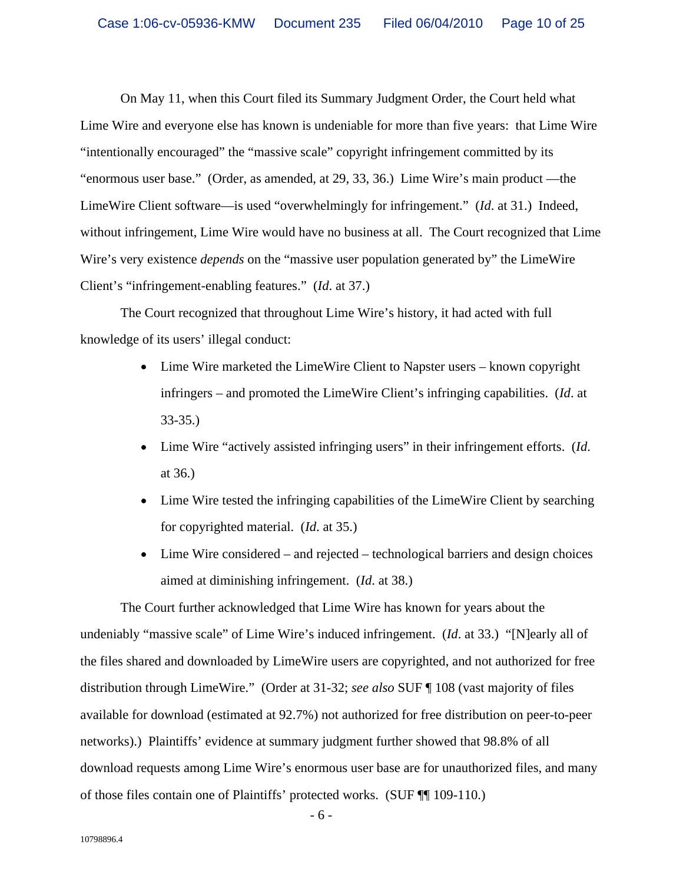On May 11, when this Court filed its Summary Judgment Order, the Court held what Lime Wire and everyone else has known is undeniable for more than five years: that Lime Wire "intentionally encouraged" the "massive scale" copyright infringement committed by its "enormous user base." (Order, as amended, at 29, 33, 36.) Lime Wire's main product —the LimeWire Client software—is used "overwhelmingly for infringement." (*Id*. at 31.) Indeed, without infringement, Lime Wire would have no business at all. The Court recognized that Lime Wire's very existence *depends* on the "massive user population generated by" the LimeWire Client's "infringement-enabling features." (*Id*. at 37.)

The Court recognized that throughout Lime Wire's history, it had acted with full knowledge of its users' illegal conduct:

- Lime Wire marketed the LimeWire Client to Napster users – known copyright infringers – and promoted the LimeWire Client's infringing capabilities. (*Id*. at 33-35.)
- Lime Wire "actively assisted infringing users" in their infringement efforts. (*Id*. at 36.)
- Lime Wire tested the infringing capabilities of the LimeWire Client by searching for copyrighted material. (*Id*. at 35.)
- Lime Wire considered – and rejected – technological barriers and design choices aimed at diminishing infringement. (*Id*. at 38.)

The Court further acknowledged that Lime Wire has known for years about the undeniably "massive scale" of Lime Wire's induced infringement. (*Id*. at 33.) "[N]early all of the files shared and downloaded by LimeWire users are copyrighted, and not authorized for free distribution through LimeWire." (Order at 31-32; *see also* SUF ¶ 108 (vast majority of files available for download (estimated at 92.7%) not authorized for free distribution on peer-to-peer networks).) Plaintiffs' evidence at summary judgment further showed that 98.8% of all download requests among Lime Wire's enormous user base are for unauthorized files, and many of those files contain one of Plaintiffs' protected works. (SUF ¶¶ 109-110.)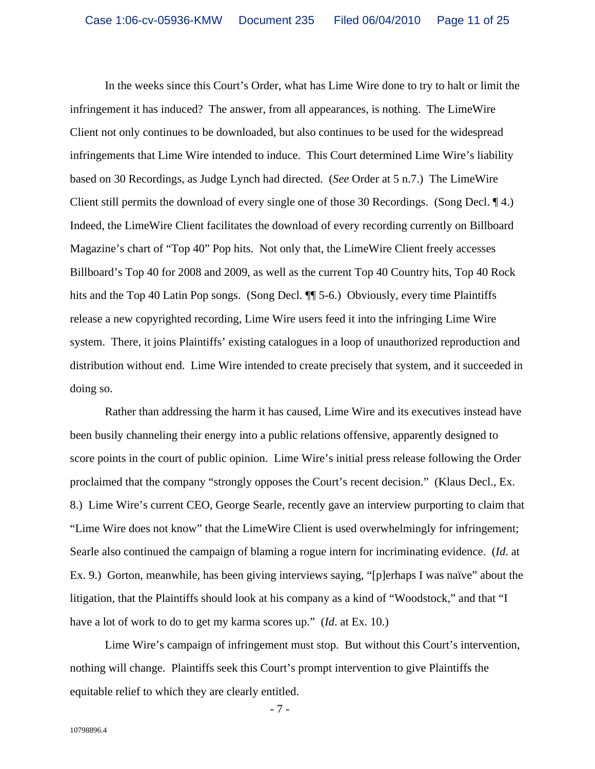In the weeks since this Court's Order, what has Lime Wire done to try to halt or limit the infringement it has induced? The answer, from all appearances, is nothing. The LimeWire Client not only continues to be downloaded, but also continues to be used for the widespread infringements that Lime Wire intended to induce. This Court determined Lime Wire's liability based on 30 Recordings, as Judge Lynch had directed. (*See* Order at 5 n.7.) The LimeWire Client still permits the download of every single one of those 30 Recordings. (Song Decl. ¶ 4.) Indeed, the LimeWire Client facilitates the download of every recording currently on Billboard Magazine's chart of "Top 40" Pop hits. Not only that, the LimeWire Client freely accesses Billboard's Top 40 for 2008 and 2009, as well as the current Top 40 Country hits, Top 40 Rock hits and the Top 40 Latin Pop songs. (Song Decl. ¶¶ 5-6.) Obviously, every time Plaintiffs release a new copyrighted recording, Lime Wire users feed it into the infringing Lime Wire system. There, it joins Plaintiffs' existing catalogues in a loop of unauthorized reproduction and distribution without end. Lime Wire intended to create precisely that system, and it succeeded in doing so.

Rather than addressing the harm it has caused, Lime Wire and its executives instead have been busily channeling their energy into a public relations offensive, apparently designed to score points in the court of public opinion. Lime Wire's initial press release following the Order proclaimed that the company "strongly opposes the Court's recent decision." (Klaus Decl., Ex. 8.) Lime Wire's current CEO, George Searle, recently gave an interview purporting to claim that "Lime Wire does not know" that the LimeWire Client is used overwhelmingly for infringement; Searle also continued the campaign of blaming a rogue intern for incriminating evidence. (*Id*. at Ex. 9.) Gorton, meanwhile, has been giving interviews saying, "[p]erhaps I was naïve" about the litigation, that the Plaintiffs should look at his company as a kind of "Woodstock," and that "I have a lot of work to do to get my karma scores up." (*Id*. at Ex. 10.)

Lime Wire's campaign of infringement must stop. But without this Court's intervention, nothing will change. Plaintiffs seek this Court's prompt intervention to give Plaintiffs the equitable relief to which they are clearly entitled.

10798896.4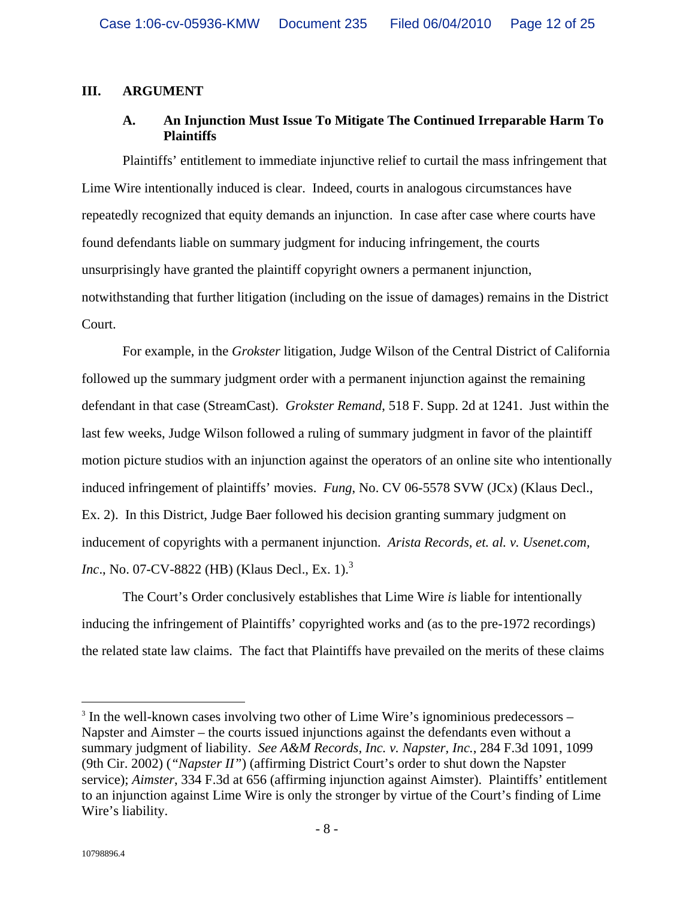## III. ARGUMENT

### A. An Injunction Must Issue To Mitigate The Continued Irreparable Harm To Plaintiffs

Plaintiffs' entitlement to immediate injunctive relief to curtail the mass infringement that Lime Wire intentionally induced is clear. Indeed, courts in analogous circumstances have repeatedly recognized that equity demands an injunction. In case after case where courts have found defendants liable on summary judgment for inducing infringement, the courts unsurprisingly have granted the plaintiff copyright owners a permanent injunction, notwithstanding that further litigation (including on the issue of damages) remains in the District Court.

For example, in the *Grokster* litigation, Judge Wilson of the Central District of California followed up the summary judgment order with a permanent injunction against the remaining defendant in that case (StreamCast). *Grokster Remand*, 518 F. Supp. 2d at 1241. Just within the last few weeks, Judge Wilson followed a ruling of summary judgment in favor of the plaintiff motion picture studios with an injunction against the operators of an online site who intentionally induced infringement of plaintiffs' movies. *Fung*, No. CV 06-5578 SVW (JCx) (Klaus Decl., Ex. 2). In this District, Judge Baer followed his decision granting summary judgment on inducement of copyrights with a permanent injunction. *Arista Records, et. al. v. Usenet.com, Inc*., No. 07-CV-8822 (HB) (Klaus Decl., Ex. 1).[3]

The Court's Order conclusively establishes that Lime Wire *is* liable for intentionally inducing the infringement of Plaintiffs' copyrighted works and (as to the pre-1972 recordings) the related state law claims. The fact that Plaintiffs have prevailed on the merits of these claims

---

[3] In the well-known cases involving two other of Lime Wire's ignominious predecessors – Napster and Aimster – the courts issued injunctions against the defendants even without a summary judgment of liability. *See A&M Records, Inc. v. Napster, Inc.*, 284 F.3d 1091, 1099 (9th Cir. 2002) (*"Napster II"*) (affirming District Court's order to shut down the Napster service); *Aimster*, 334 F.3d at 656 (affirming injunction against Aimster). Plaintiffs' entitlement to an injunction against Lime Wire is only the stronger by virtue of the Court's finding of Lime Wire's liability.

10798896.4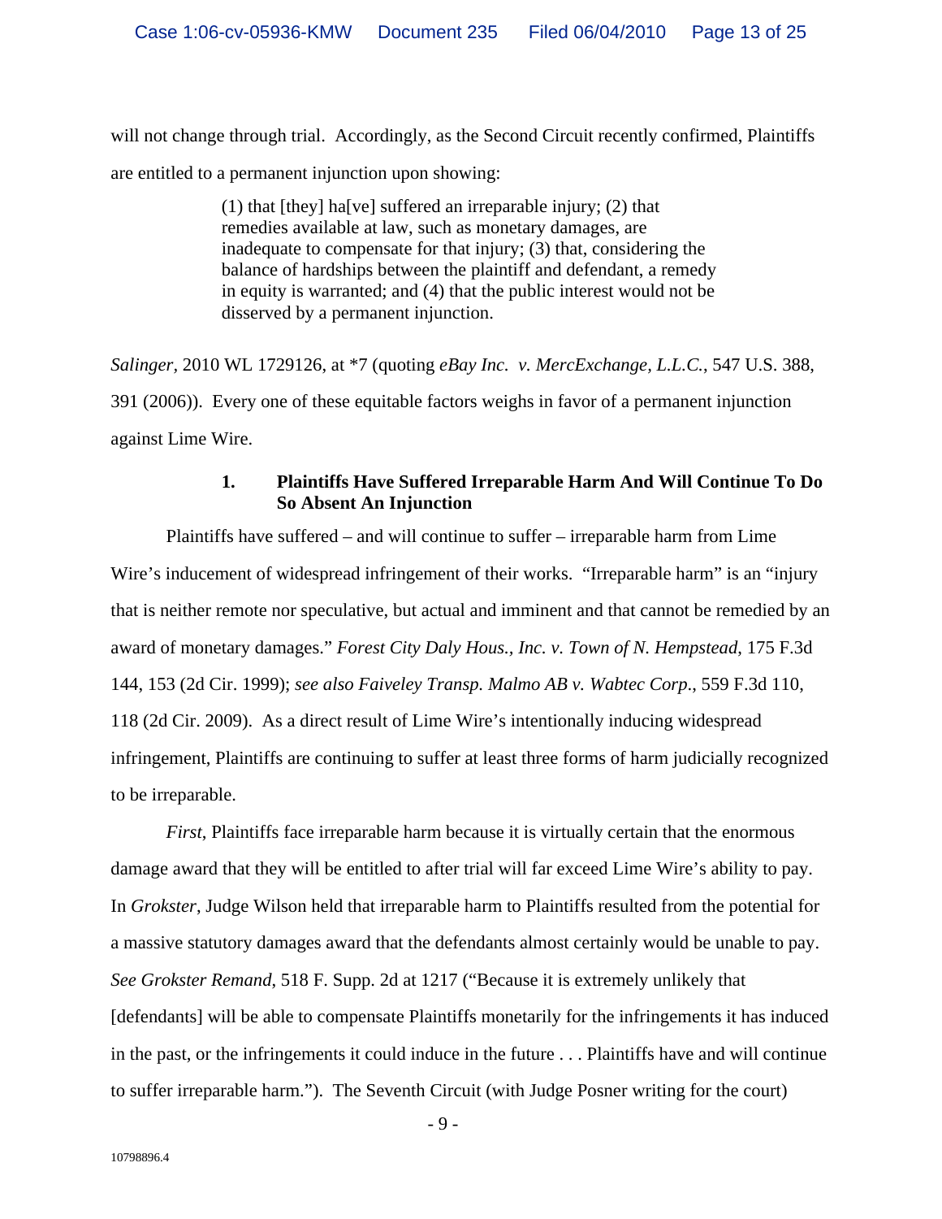will not change through trial. Accordingly, as the Second Circuit recently confirmed, Plaintiffs are entitled to a permanent injunction upon showing:

> (1) that [they] ha[ve] suffered an irreparable injury; (2) that remedies available at law, such as monetary damages, are inadequate to compensate for that injury; (3) that, considering the balance of hardships between the plaintiff and defendant, a remedy in equity is warranted; and (4) that the public interest would not be disserved by a permanent injunction.

*Salinger*, 2010 WL 1729126, at *7 (quoting *eBay Inc. v. MercExchange, L.L.C.*, 547 U.S. 388, 391 (2006)). Every one of these equitable factors weighs in favor of a permanent injunction against Lime Wire.

**1. Plaintiffs Have Suffered Irreparable Harm And Will Continue To Do So Absent An Injunction**

Plaintiffs have suffered – and will continue to suffer – irreparable harm from Lime Wire's inducement of widespread infringement of their works. "Irreparable harm" is an "injury that is neither remote nor speculative, but actual and imminent and that cannot be remedied by an award of monetary damages." *Forest City Daly Hous., Inc. v. Town of N. Hempstead*, 175 F.3d 144, 153 (2d Cir. 1999); *see also Faiveley Transp. Malmo AB v. Wabtec Corp.*, 559 F.3d 110, 118 (2d Cir. 2009). As a direct result of Lime Wire's intentionally inducing widespread infringement, Plaintiffs are continuing to suffer at least three forms of harm judicially recognized to be irreparable.

*First*, Plaintiffs face irreparable harm because it is virtually certain that the enormous damage award that they will be entitled to after trial will far exceed Lime Wire's ability to pay. In *Grokster*, Judge Wilson held that irreparable harm to Plaintiffs resulted from the potential for a massive statutory damages award that the defendants almost certainly would be unable to pay. *See Grokster Remand*, 518 F. Supp. 2d at 1217 ("Because it is extremely unlikely that [defendants] will be able to compensate Plaintiffs monetarily for the infringements it has induced in the past, or the infringements it could induce in the future . . . Plaintiffs have and will continue to suffer irreparable harm."). The Seventh Circuit (with Judge Posner writing for the court)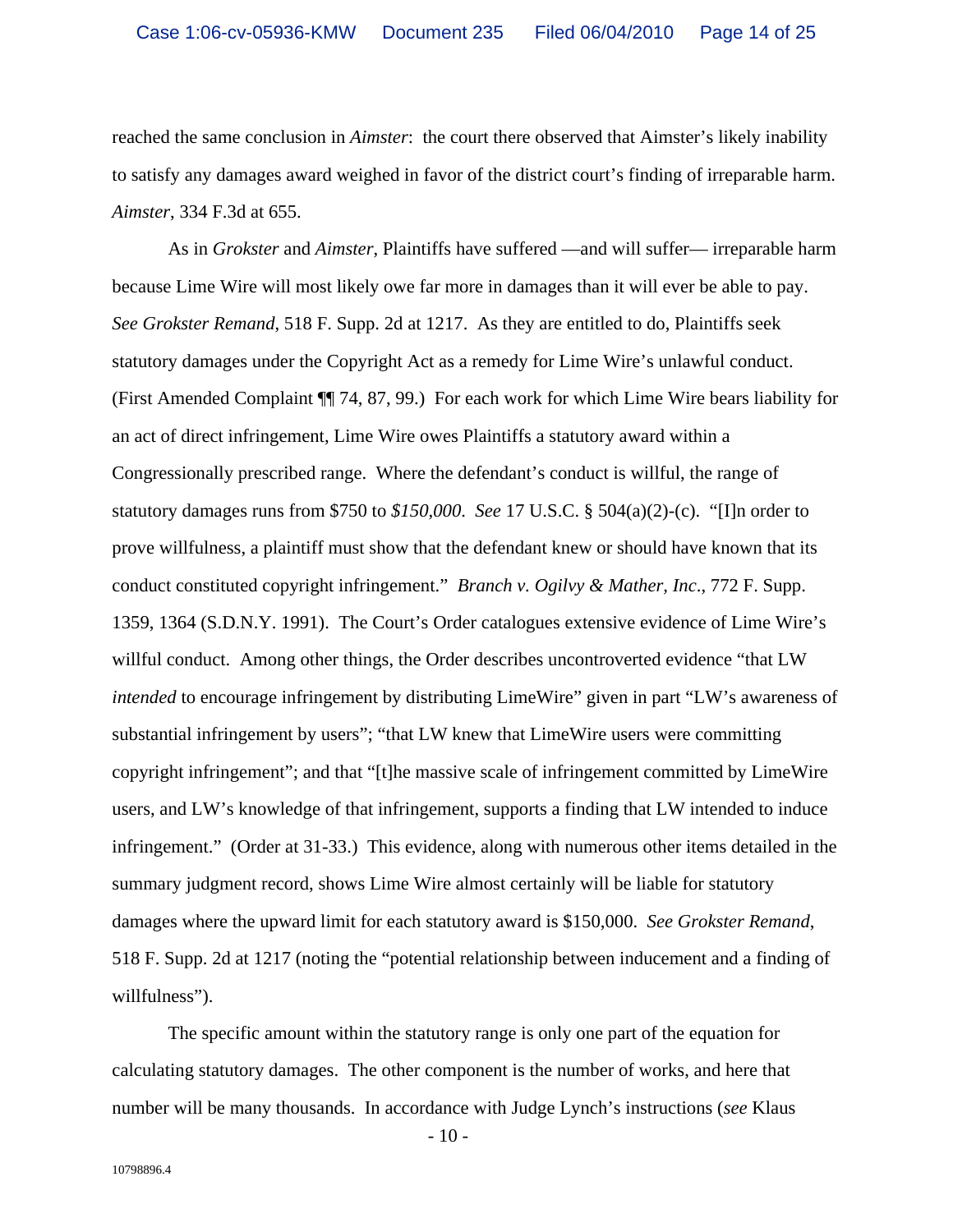reached the same conclusion in *Aimster*: the court there observed that Aimster's likely inability to satisfy any damages award weighed in favor of the district court's finding of irreparable harm. *Aimster*, 334 F.3d at 655.

As in *Grokster* and *Aimster*, Plaintiffs have suffered —and will suffer— irreparable harm because Lime Wire will most likely owe far more in damages than it will ever be able to pay. *See Grokster Remand*, 518 F. Supp. 2d at 1217. As they are entitled to do, Plaintiffs seek statutory damages under the Copyright Act as a remedy for Lime Wire's unlawful conduct. (First Amended Complaint ¶¶ 74, 87, 99.) For each work for which Lime Wire bears liability for an act of direct infringement, Lime Wire owes Plaintiffs a statutory award within a Congressionally prescribed range. Where the defendant's conduct is willful, the range of statutory damages runs from $750 to *$150,000*. *See* 17 U.S.C. § 504(a)(2)-(c). "[I]n order to prove willfulness, a plaintiff must show that the defendant knew or should have known that its conduct constituted copyright infringement." *Branch v. Ogilvy & Mather, Inc*., 772 F. Supp. 1359, 1364 (S.D.N.Y. 1991). The Court's Order catalogues extensive evidence of Lime Wire's willful conduct. Among other things, the Order describes uncontroverted evidence "that LW *intended* to encourage infringement by distributing LimeWire" given in part "LW's awareness of substantial infringement by users"; "that LW knew that LimeWire users were committing copyright infringement"; and that "[t]he massive scale of infringement committed by LimeWire users, and LW's knowledge of that infringement, supports a finding that LW intended to induce infringement." (Order at 31-33.) This evidence, along with numerous other items detailed in the summary judgment record, shows Lime Wire almost certainly will be liable for statutory damages where the upward limit for each statutory award is $150,000. *See Grokster Remand*, 518 F. Supp. 2d at 1217 (noting the "potential relationship between inducement and a finding of willfulness").

The specific amount within the statutory range is only one part of the equation for calculating statutory damages. The other component is the number of works, and here that number will be many thousands. In accordance with Judge Lynch's instructions (*see* Klaus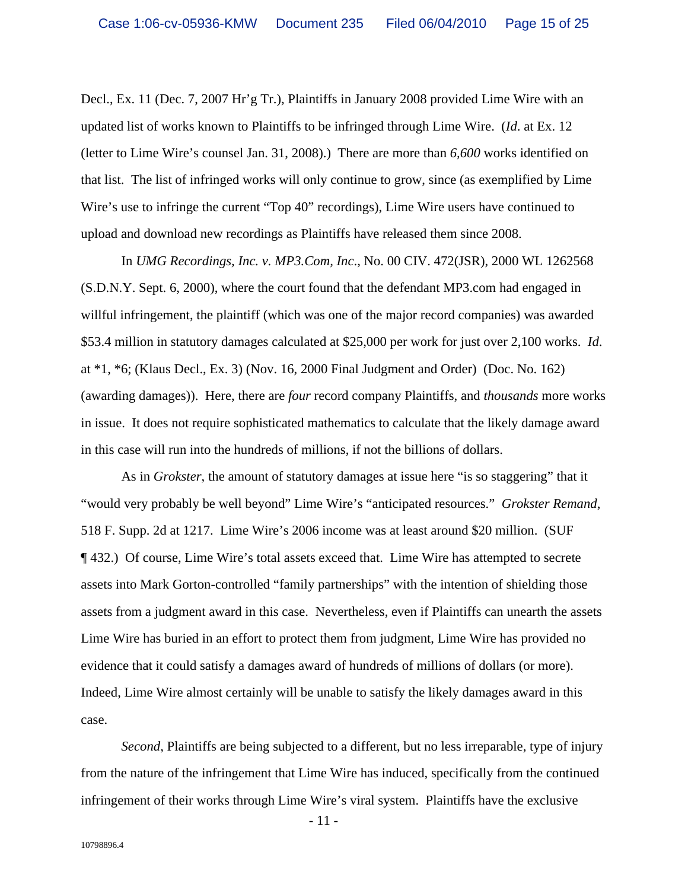Decl., Ex. 11 (Dec. 7, 2007 Hr'g Tr.), Plaintiffs in January 2008 provided Lime Wire with an updated list of works known to Plaintiffs to be infringed through Lime Wire. (*Id.* at Ex. 12 (letter to Lime Wire's counsel Jan. 31, 2008).) There are more than *6,600* works identified on that list. The list of infringed works will only continue to grow, since (as exemplified by Lime Wire's use to infringe the current "Top 40" recordings), Lime Wire users have continued to upload and download new recordings as Plaintiffs have released them since 2008.

In *UMG Recordings, Inc. v. MP3.Com, Inc.*, No. 00 CIV. 472(JSR), 2000 WL 1262568 (S.D.N.Y. Sept. 6, 2000), where the court found that the defendant MP3.com had engaged in willful infringement, the plaintiff (which was one of the major record companies) was awarded $53.4 million in statutory damages calculated at $25,000 per work for just over 2,100 works. *Id.* at *1, *6; (Klaus Decl., Ex. 3) (Nov. 16, 2000 Final Judgment and Order) (Doc. No. 162) (awarding damages)). Here, there are *four* record company Plaintiffs, and *thousands* more works in issue. It does not require sophisticated mathematics to calculate that the likely damage award in this case will run into the hundreds of millions, if not the billions of dollars.

As in *Grokster*, the amount of statutory damages at issue here "is so staggering" that it "would very probably be well beyond" Lime Wire's "anticipated resources." *Grokster Remand*, 518 F. Supp. 2d at 1217. Lime Wire's 2006 income was at least around $20 million. (SUF ¶ 432.) Of course, Lime Wire's total assets exceed that. Lime Wire has attempted to secrete assets into Mark Gorton-controlled "family partnerships" with the intention of shielding those assets from a judgment award in this case. Nevertheless, even if Plaintiffs can unearth the assets Lime Wire has buried in an effort to protect them from judgment, Lime Wire has provided no evidence that it could satisfy a damages award of hundreds of millions of dollars (or more). Indeed, Lime Wire almost certainly will be unable to satisfy the likely damages award in this case.

*Second*, Plaintiffs are being subjected to a different, but no less irreparable, type of injury from the nature of the infringement that Lime Wire has induced, specifically from the continued infringement of their works through Lime Wire's viral system. Plaintiffs have the exclusive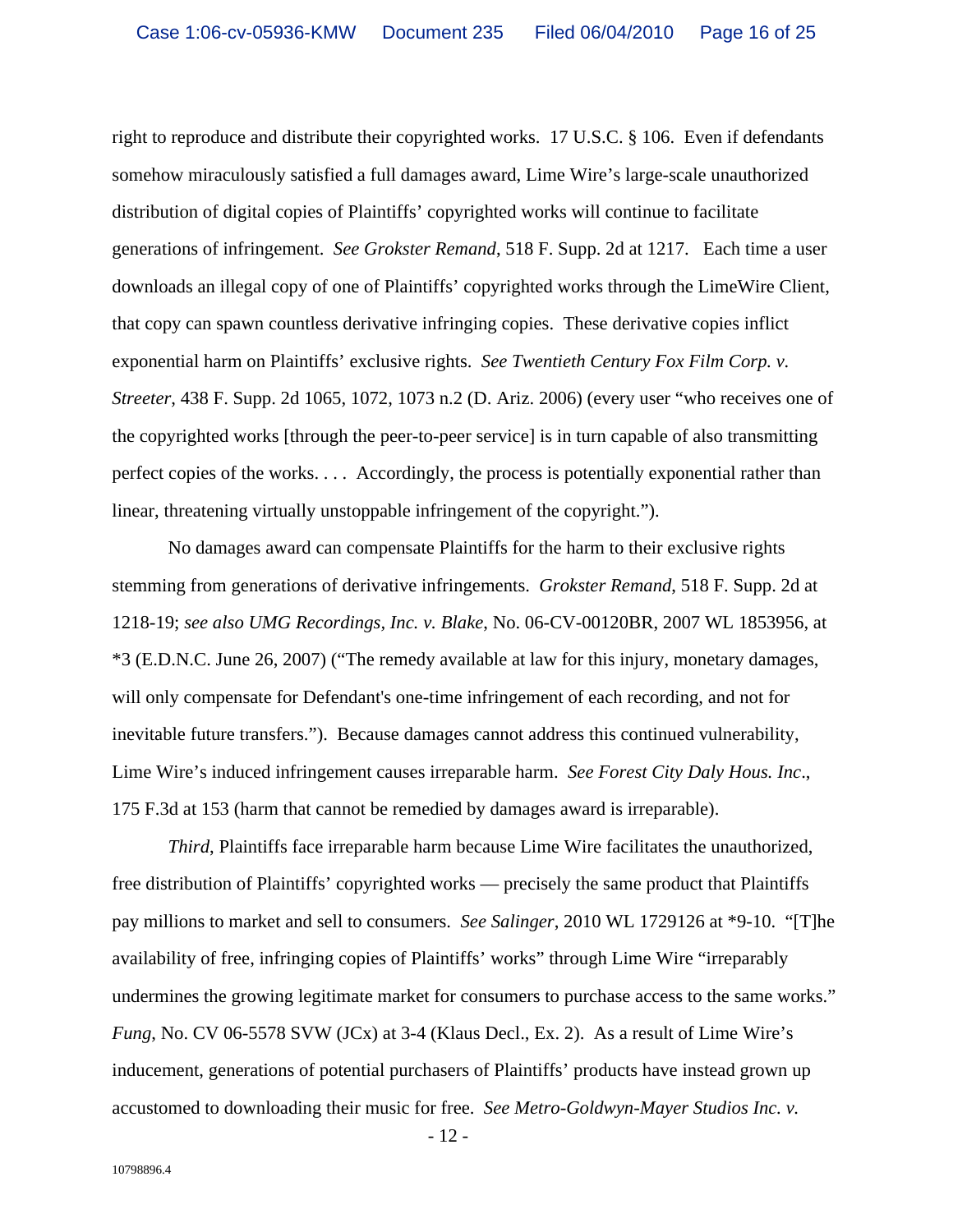right to reproduce and distribute their copyrighted works. 17 U.S.C. § 106. Even if defendants somehow miraculously satisfied a full damages award, Lime Wire's large-scale unauthorized distribution of digital copies of Plaintiffs' copyrighted works will continue to facilitate generations of infringement. *See Grokster Remand*, 518 F. Supp. 2d at 1217. Each time a user downloads an illegal copy of one of Plaintiffs' copyrighted works through the LimeWire Client, that copy can spawn countless derivative infringing copies. These derivative copies inflict exponential harm on Plaintiffs' exclusive rights. *See Twentieth Century Fox Film Corp. v. Streeter*, 438 F. Supp. 2d 1065, 1072, 1073 n.2 (D. Ariz. 2006) (every user "who receives one of the copyrighted works [through the peer-to-peer service] is in turn capable of also transmitting perfect copies of the works. . . . Accordingly, the process is potentially exponential rather than linear, threatening virtually unstoppable infringement of the copyright.").

No damages award can compensate Plaintiffs for the harm to their exclusive rights stemming from generations of derivative infringements. *Grokster Remand*, 518 F. Supp. 2d at 1218-19; *see also UMG Recordings, Inc. v. Blake*, No. 06-CV-00120BR, 2007 WL 1853956, at *3 (E.D.N.C. June 26, 2007) ("The remedy available at law for this injury, monetary damages, will only compensate for Defendant's one-time infringement of each recording, and not for inevitable future transfers."). Because damages cannot address this continued vulnerability, Lime Wire's induced infringement causes irreparable harm. *See Forest City Daly Hous. Inc*., 175 F.3d at 153 (harm that cannot be remedied by damages award is irreparable).

*Third*, Plaintiffs face irreparable harm because Lime Wire facilitates the unauthorized, free distribution of Plaintiffs' copyrighted works — precisely the same product that Plaintiffs pay millions to market and sell to consumers. *See Salinger*, 2010 WL 1729126 at *9-10. "[T]he availability of free, infringing copies of Plaintiffs' works" through Lime Wire "irreparably undermines the growing legitimate market for consumers to purchase access to the same works." *Fung*, No. CV 06-5578 SVW (JCx) at 3-4 (Klaus Decl., Ex. 2). As a result of Lime Wire's inducement, generations of potential purchasers of Plaintiffs' products have instead grown up accustomed to downloading their music for free. *See Metro-Goldwyn-Mayer Studios Inc. v.*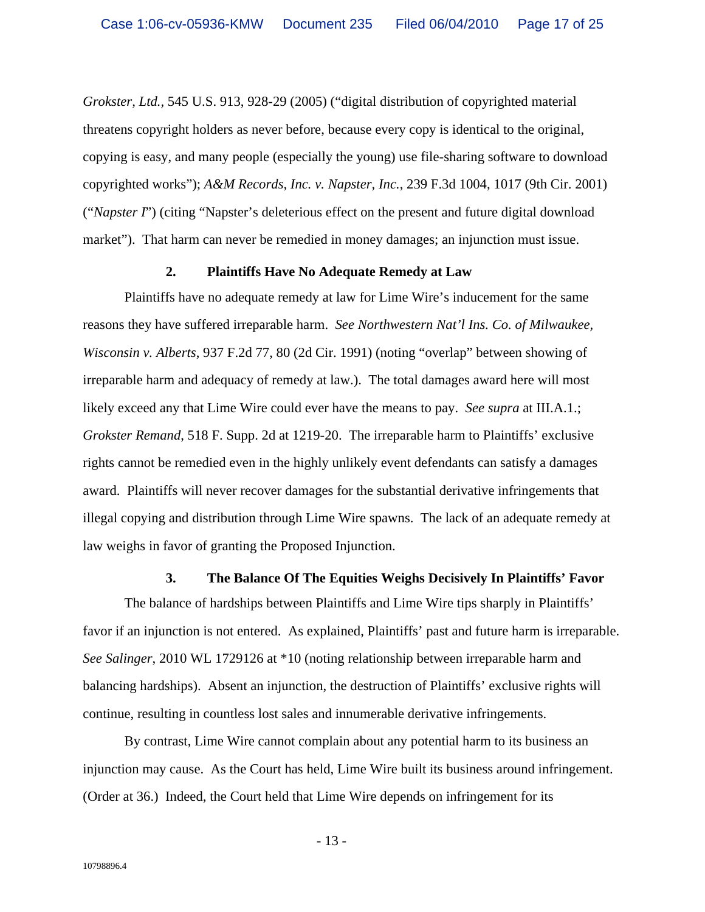*Grokster, Ltd.*, 545 U.S. 913, 928-29 (2005) ("digital distribution of copyrighted material threatens copyright holders as never before, because every copy is identical to the original, copying is easy, and many people (especially the young) use file-sharing software to download copyrighted works"); *A&M Records, Inc. v. Napster, Inc.*, 239 F.3d 1004, 1017 (9th Cir. 2001) ("*Napster I*") (citing "Napster's deleterious effect on the present and future digital download market"). That harm can never be remedied in money damages; an injunction must issue.

### 2. Plaintiffs Have No Adequate Remedy at Law

Plaintiffs have no adequate remedy at law for Lime Wire's inducement for the same reasons they have suffered irreparable harm. *See Northwestern Nat'l Ins. Co. of Milwaukee, Wisconsin v. Alberts*, 937 F.2d 77, 80 (2d Cir. 1991) (noting "overlap" between showing of irreparable harm and adequacy of remedy at law.). The total damages award here will most likely exceed any that Lime Wire could ever have the means to pay. *See supra* at III.A.1.; *Grokster Remand*, 518 F. Supp. 2d at 1219-20. The irreparable harm to Plaintiffs' exclusive rights cannot be remedied even in the highly unlikely event defendants can satisfy a damages award. Plaintiffs will never recover damages for the substantial derivative infringements that illegal copying and distribution through Lime Wire spawns. The lack of an adequate remedy at law weighs in favor of granting the Proposed Injunction.

### 3. The Balance Of The Equities Weighs Decisively In Plaintiffs' Favor

The balance of hardships between Plaintiffs and Lime Wire tips sharply in Plaintiffs' favor if an injunction is not entered. As explained, Plaintiffs' past and future harm is irreparable. *See Salinger*, 2010 WL 1729126 at *10 (noting relationship between irreparable harm and balancing hardships). Absent an injunction, the destruction of Plaintiffs' exclusive rights will continue, resulting in countless lost sales and innumerable derivative infringements.

By contrast, Lime Wire cannot complain about any potential harm to its business an injunction may cause. As the Court has held, Lime Wire built its business around infringement. (Order at 36.) Indeed, the Court held that Lime Wire depends on infringement for its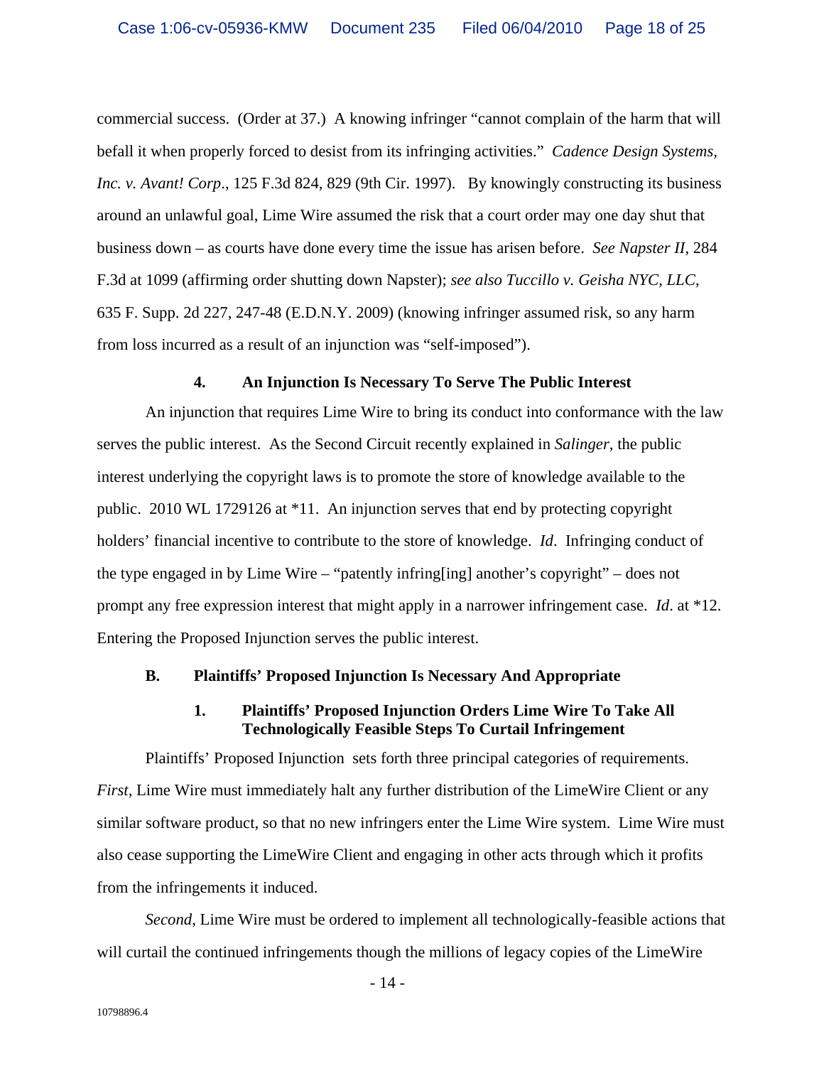commercial success. (Order at 37.) A knowing infringer "cannot complain of the harm that will befall it when properly forced to desist from its infringing activities." *Cadence Design Systems, Inc. v. Avant! Corp*., 125 F.3d 824, 829 (9th Cir. 1997). By knowingly constructing its business around an unlawful goal, Lime Wire assumed the risk that a court order may one day shut that business down – as courts have done every time the issue has arisen before. *See Napster II*, 284 F.3d at 1099 (affirming order shutting down Napster); *see also Tuccillo v. Geisha NYC, LLC*, 635 F. Supp. 2d 227, 247-48 (E.D.N.Y. 2009) (knowing infringer assumed risk, so any harm from loss incurred as a result of an injunction was "self-imposed").

#### 4. An Injunction Is Necessary To Serve The Public Interest

An injunction that requires Lime Wire to bring its conduct into conformance with the law serves the public interest. As the Second Circuit recently explained in *Salinger*, the public interest underlying the copyright laws is to promote the store of knowledge available to the public. 2010 WL 1729126 at *11. An injunction serves that end by protecting copyright holders' financial incentive to contribute to the store of knowledge. *Id*. Infringing conduct of the type engaged in by Lime Wire – "patently infring[ing] another's copyright" – does not prompt any free expression interest that might apply in a narrower infringement case. *Id*. at *12. Entering the Proposed Injunction serves the public interest.

### B. Plaintiffs' Proposed Injunction Is Necessary And Appropriate

#### 1. Plaintiffs' Proposed Injunction Orders Lime Wire To Take All Technologically Feasible Steps To Curtail Infringement

Plaintiffs' Proposed Injunction sets forth three principal categories of requirements. *First*, Lime Wire must immediately halt any further distribution of the LimeWire Client or any similar software product, so that no new infringers enter the Lime Wire system. Lime Wire must also cease supporting the LimeWire Client and engaging in other acts through which it profits from the infringements it induced.

*Second*, Lime Wire must be ordered to implement all technologically-feasible actions that will curtail the continued infringements though the millions of legacy copies of the LimeWire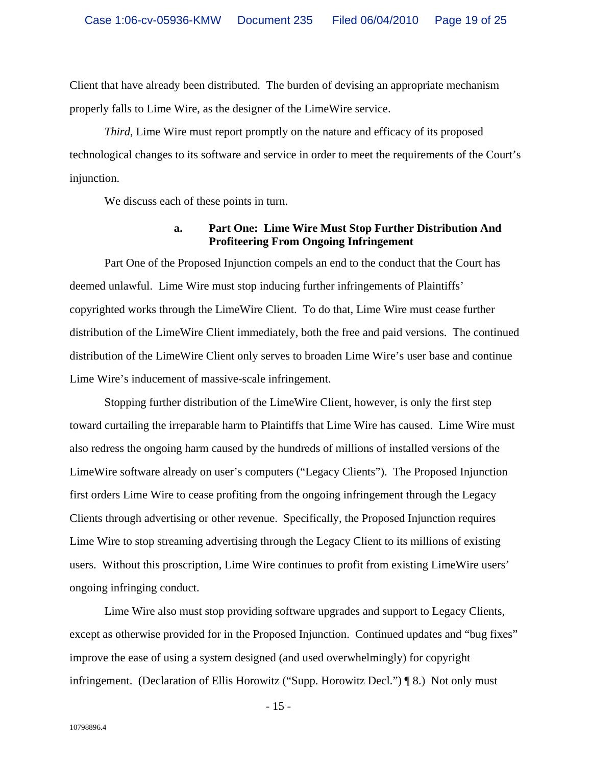Client that have already been distributed. The burden of devising an appropriate mechanism properly falls to Lime Wire, as the designer of the LimeWire service.

*Third*, Lime Wire must report promptly on the nature and efficacy of its proposed technological changes to its software and service in order to meet the requirements of the Court's injunction.

We discuss each of these points in turn.

#### a. Part One: Lime Wire Must Stop Further Distribution And Profiteering From Ongoing Infringement

Part One of the Proposed Injunction compels an end to the conduct that the Court has deemed unlawful. Lime Wire must stop inducing further infringements of Plaintiffs' copyrighted works through the LimeWire Client. To do that, Lime Wire must cease further distribution of the LimeWire Client immediately, both the free and paid versions. The continued distribution of the LimeWire Client only serves to broaden Lime Wire's user base and continue Lime Wire's inducement of massive-scale infringement.

Stopping further distribution of the LimeWire Client, however, is only the first step toward curtailing the irreparable harm to Plaintiffs that Lime Wire has caused. Lime Wire must also redress the ongoing harm caused by the hundreds of millions of installed versions of the LimeWire software already on user's computers ("Legacy Clients"). The Proposed Injunction first orders Lime Wire to cease profiting from the ongoing infringement through the Legacy Clients through advertising or other revenue. Specifically, the Proposed Injunction requires Lime Wire to stop streaming advertising through the Legacy Client to its millions of existing users. Without this proscription, Lime Wire continues to profit from existing LimeWire users' ongoing infringing conduct.

Lime Wire also must stop providing software upgrades and support to Legacy Clients, except as otherwise provided for in the Proposed Injunction. Continued updates and "bug fixes" improve the ease of using a system designed (and used overwhelmingly) for copyright infringement. (Declaration of Ellis Horowitz ("Supp. Horowitz Decl.") ¶ 8.) Not only must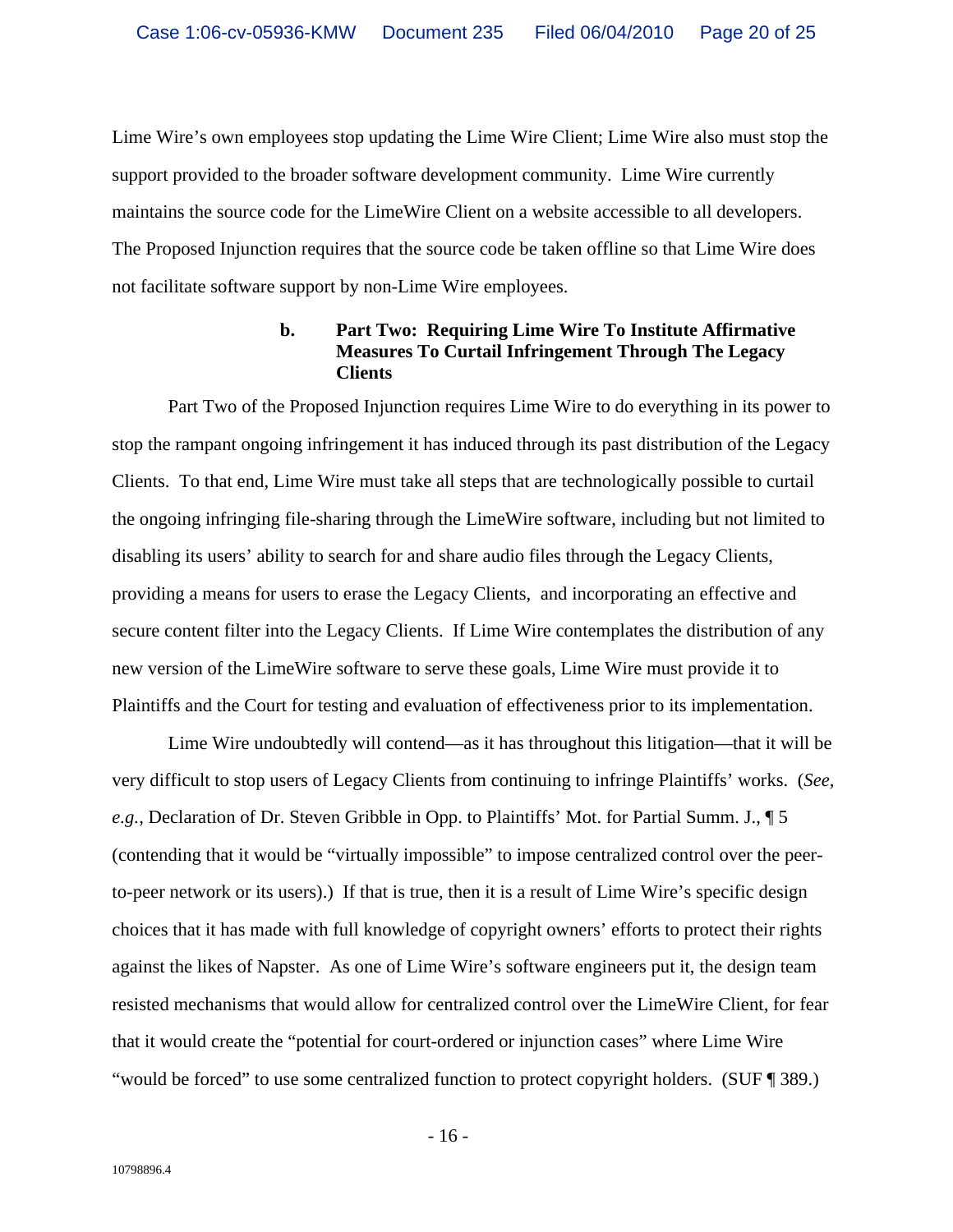Lime Wire's own employees stop updating the Lime Wire Client; Lime Wire also must stop the support provided to the broader software development community. Lime Wire currently maintains the source code for the LimeWire Client on a website accessible to all developers. The Proposed Injunction requires that the source code be taken offline so that Lime Wire does not facilitate software support by non-Lime Wire employees.

#### b. Part Two: Requiring Lime Wire To Institute Affirmative Measures To Curtail Infringement Through The Legacy Clients

Part Two of the Proposed Injunction requires Lime Wire to do everything in its power to stop the rampant ongoing infringement it has induced through its past distribution of the Legacy Clients. To that end, Lime Wire must take all steps that are technologically possible to curtail the ongoing infringing file-sharing through the LimeWire software, including but not limited to disabling its users' ability to search for and share audio files through the Legacy Clients, providing a means for users to erase the Legacy Clients, and incorporating an effective and secure content filter into the Legacy Clients. If Lime Wire contemplates the distribution of any new version of the LimeWire software to serve these goals, Lime Wire must provide it to Plaintiffs and the Court for testing and evaluation of effectiveness prior to its implementation.

Lime Wire undoubtedly will contend—as it has throughout this litigation—that it will be very difficult to stop users of Legacy Clients from continuing to infringe Plaintiffs' works. (*See, e.g.,* Declaration of Dr. Steven Gribble in Opp. to Plaintiffs' Mot. for Partial Summ. J., ¶ 5 (contending that it would be "virtually impossible" to impose centralized control over the peer-to-peer network or its users).) If that is true, then it is a result of Lime Wire's specific design choices that it has made with full knowledge of copyright owners' efforts to protect their rights against the likes of Napster. As one of Lime Wire's software engineers put it, the design team resisted mechanisms that would allow for centralized control over the LimeWire Client, for fear that it would create the "potential for court-ordered or injunction cases" where Lime Wire "would be forced" to use some centralized function to protect copyright holders. (SUF ¶ 389.)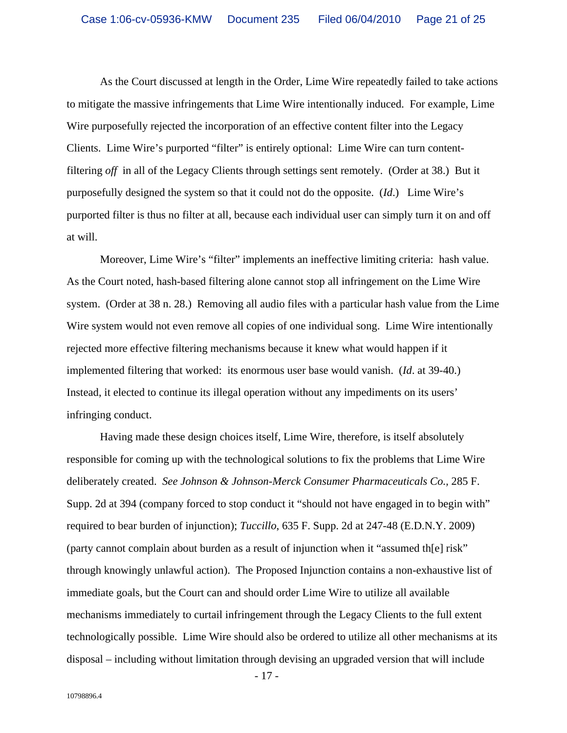As the Court discussed at length in the Order, Lime Wire repeatedly failed to take actions to mitigate the massive infringements that Lime Wire intentionally induced. For example, Lime Wire purposefully rejected the incorporation of an effective content filter into the Legacy Clients. Lime Wire's purported "filter" is entirely optional: Lime Wire can turn content-filtering *off* in all of the Legacy Clients through settings sent remotely. (Order at 38.) But it purposefully designed the system so that it could not do the opposite. (*Id*.) Lime Wire's purported filter is thus no filter at all, because each individual user can simply turn it on and off at will.

Moreover, Lime Wire's "filter" implements an ineffective limiting criteria: hash value. As the Court noted, hash-based filtering alone cannot stop all infringement on the Lime Wire system. (Order at 38 n. 28.) Removing all audio files with a particular hash value from the Lime Wire system would not even remove all copies of one individual song. Lime Wire intentionally rejected more effective filtering mechanisms because it knew what would happen if it implemented filtering that worked: its enormous user base would vanish. (*Id*. at 39-40.) Instead, it elected to continue its illegal operation without any impediments on its users' infringing conduct.

Having made these design choices itself, Lime Wire, therefore, is itself absolutely responsible for coming up with the technological solutions to fix the problems that Lime Wire deliberately created. *See Johnson & Johnson-Merck Consumer Pharmaceuticals Co.*, 285 F. Supp. 2d at 394 (company forced to stop conduct it "should not have engaged in to begin with" required to bear burden of injunction); *Tuccillo*, 635 F. Supp. 2d at 247-48 (E.D.N.Y. 2009) (party cannot complain about burden as a result of injunction when it "assumed th[e] risk" through knowingly unlawful action). The Proposed Injunction contains a non-exhaustive list of immediate goals, but the Court can and should order Lime Wire to utilize all available mechanisms immediately to curtail infringement through the Legacy Clients to the full extent technologically possible. Lime Wire should also be ordered to utilize all other mechanisms at its disposal – including without limitation through devising an upgraded version that will include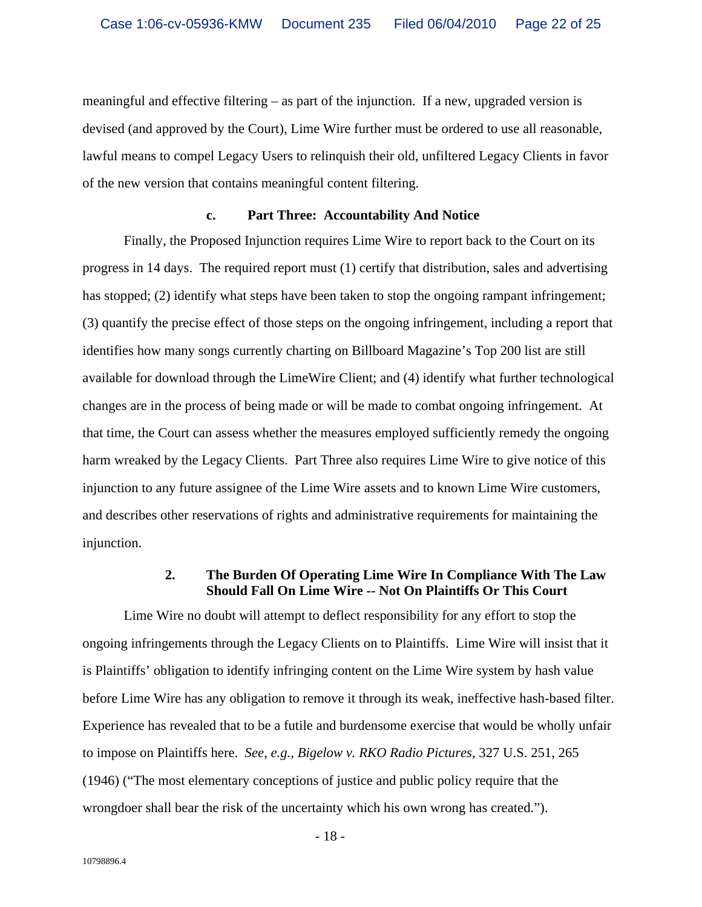meaningful and effective filtering – as part of the injunction. If a new, upgraded version is devised (and approved by the Court), Lime Wire further must be ordered to use all reasonable, lawful means to compel Legacy Users to relinquish their old, unfiltered Legacy Clients in favor of the new version that contains meaningful content filtering.

#### c. Part Three: Accountability And Notice

Finally, the Proposed Injunction requires Lime Wire to report back to the Court on its progress in 14 days. The required report must (1) certify that distribution, sales and advertising has stopped; (2) identify what steps have been taken to stop the ongoing rampant infringement; (3) quantify the precise effect of those steps on the ongoing infringement, including a report that identifies how many songs currently charting on Billboard Magazine's Top 200 list are still available for download through the LimeWire Client; and (4) identify what further technological changes are in the process of being made or will be made to combat ongoing infringement. At that time, the Court can assess whether the measures employed sufficiently remedy the ongoing harm wreaked by the Legacy Clients. Part Three also requires Lime Wire to give notice of this injunction to any future assignee of the Lime Wire assets and to known Lime Wire customers, and describes other reservations of rights and administrative requirements for maintaining the injunction.

### 2. The Burden Of Operating Lime Wire In Compliance With The Law Should Fall On Lime Wire -- Not On Plaintiffs Or This Court

Lime Wire no doubt will attempt to deflect responsibility for any effort to stop the ongoing infringements through the Legacy Clients on to Plaintiffs. Lime Wire will insist that it is Plaintiffs' obligation to identify infringing content on the Lime Wire system by hash value before Lime Wire has any obligation to remove it through its weak, ineffective hash-based filter. Experience has revealed that to be a futile and burdensome exercise that would be wholly unfair to impose on Plaintiffs here. *See, e.g., Bigelow v. RKO Radio Pictures*, 327 U.S. 251, 265 (1946) ("The most elementary conceptions of justice and public policy require that the wrongdoer shall bear the risk of the uncertainty which his own wrong has created.").

10798896.4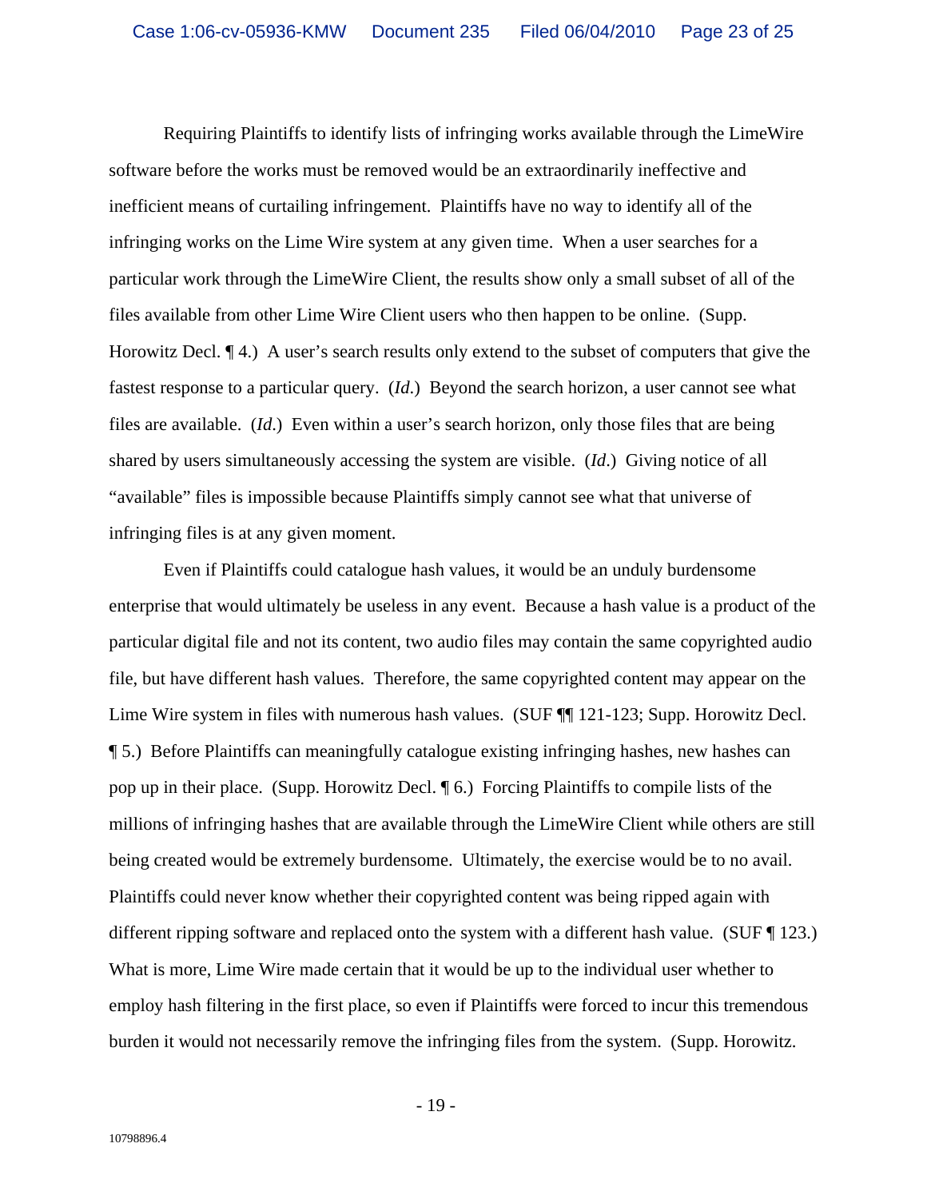Requiring Plaintiffs to identify lists of infringing works available through the LimeWire software before the works must be removed would be an extraordinarily ineffective and inefficient means of curtailing infringement. Plaintiffs have no way to identify all of the infringing works on the Lime Wire system at any given time. When a user searches for a particular work through the LimeWire Client, the results show only a small subset of all of the files available from other Lime Wire Client users who then happen to be online. (Supp. Horowitz Decl. ¶ 4.) A user's search results only extend to the subset of computers that give the fastest response to a particular query. (*Id.*) Beyond the search horizon, a user cannot see what files are available. (*Id.*) Even within a user's search horizon, only those files that are being shared by users simultaneously accessing the system are visible. (*Id.*) Giving notice of all "available" files is impossible because Plaintiffs simply cannot see what that universe of infringing files is at any given moment.

Even if Plaintiffs could catalogue hash values, it would be an unduly burdensome enterprise that would ultimately be useless in any event. Because a hash value is a product of the particular digital file and not its content, two audio files may contain the same copyrighted audio file, but have different hash values. Therefore, the same copyrighted content may appear on the Lime Wire system in files with numerous hash values. (SUF ¶¶ 121-123; Supp. Horowitz Decl. ¶ 5.) Before Plaintiffs can meaningfully catalogue existing infringing hashes, new hashes can pop up in their place. (Supp. Horowitz Decl. ¶ 6.) Forcing Plaintiffs to compile lists of the millions of infringing hashes that are available through the LimeWire Client while others are still being created would be extremely burdensome. Ultimately, the exercise would be to no avail. Plaintiffs could never know whether their copyrighted content was being ripped again with different ripping software and replaced onto the system with a different hash value. (SUF ¶ 123.) What is more, Lime Wire made certain that it would be up to the individual user whether to employ hash filtering in the first place, so even if Plaintiffs were forced to incur this tremendous burden it would not necessarily remove the infringing files from the system. (Supp. Horowitz.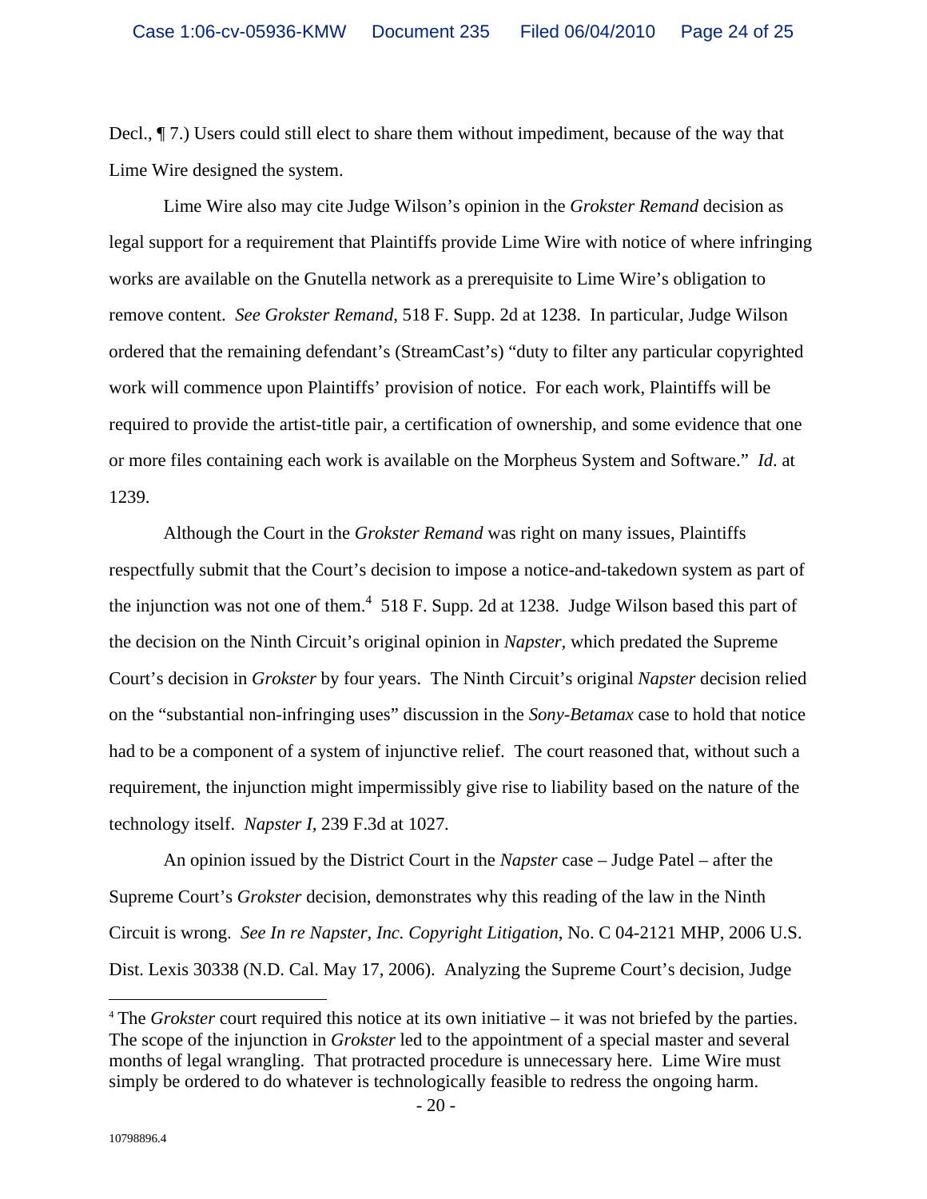Decl., ¶ 7.) Users could still elect to share them without impediment, because of the way that Lime Wire designed the system.

Lime Wire also may cite Judge Wilson's opinion in the *Grokster Remand* decision as legal support for a requirement that Plaintiffs provide Lime Wire with notice of where infringing works are available on the Gnutella network as a prerequisite to Lime Wire's obligation to remove content. *See Grokster Remand,* 518 F. Supp. 2d at 1238. In particular, Judge Wilson ordered that the remaining defendant's (StreamCast's) "duty to filter any particular copyrighted work will commence upon Plaintiffs' provision of notice. For each work, Plaintiffs will be required to provide the artist-title pair, a certification of ownership, and some evidence that one or more files containing each work is available on the Morpheus System and Software." *Id.* at 1239.

Although the Court in the *Grokster Remand* was right on many issues, Plaintiffs respectfully submit that the Court's decision to impose a notice-and-takedown system as part of the injunction was not one of them.[4] 518 F. Supp. 2d at 1238. Judge Wilson based this part of the decision on the Ninth Circuit's original opinion in *Napster,* which predated the Supreme Court's decision in *Grokster* by four years. The Ninth Circuit's original *Napster* decision relied on the "substantial non-infringing uses" discussion in the *Sony-Betamax* case to hold that notice had to be a component of a system of injunctive relief. The court reasoned that, without such a requirement, the injunction might impermissibly give rise to liability based on the nature of the technology itself. *Napster I*, 239 F.3d at 1027.

An opinion issued by the District Court in the *Napster* case – Judge Patel – after the Supreme Court's *Grokster* decision, demonstrates why this reading of the law in the Ninth Circuit is wrong. *See In re Napster, Inc. Copyright Litigation*, No. C 04-2121 MHP, 2006 U.S. Dist. Lexis 30338 (N.D. Cal. May 17, 2006). Analyzing the Supreme Court's decision, Judge

---

[4] The *Grokster* court required this notice at its own initiative – it was not briefed by the parties. The scope of the injunction in *Grokster* led to the appointment of a special master and several months of legal wrangling. That protracted procedure is unnecessary here. Lime Wire must simply be ordered to do whatever is technologically feasible to redress the ongoing harm.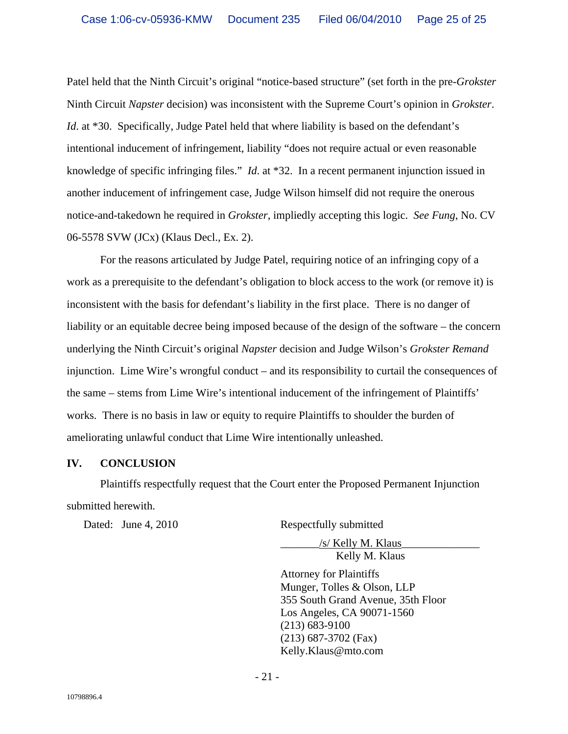Patel held that the Ninth Circuit's original "notice-based structure" (set forth in the pre-*Grokster* Ninth Circuit *Napster* decision) was inconsistent with the Supreme Court's opinion in *Grokster*. *Id*. at *30. Specifically, Judge Patel held that where liability is based on the defendant's intentional inducement of infringement, liability "does not require actual or even reasonable knowledge of specific infringing files." *Id*. at *32. In a recent permanent injunction issued in another inducement of infringement case, Judge Wilson himself did not require the onerous notice-and-takedown he required in *Grokster*, impliedly accepting this logic. *See Fung*, No. CV 06-5578 SVW (JCx) (Klaus Decl., Ex. 2).

For the reasons articulated by Judge Patel, requiring notice of an infringing copy of a work as a prerequisite to the defendant's obligation to block access to the work (or remove it) is inconsistent with the basis for defendant's liability in the first place. There is no danger of liability or an equitable decree being imposed because of the design of the software – the concern underlying the Ninth Circuit's original *Napster* decision and Judge Wilson's *Grokster Remand* injunction. Lime Wire's wrongful conduct – and its responsibility to curtail the consequences of the same – stems from Lime Wire's intentional inducement of the infringement of Plaintiffs' works. There is no basis in law or equity to require Plaintiffs to shoulder the burden of ameliorating unlawful conduct that Lime Wire intentionally unleashed.

## IV. CONCLUSION

Plaintiffs respectfully request that the Court enter the Proposed Permanent Injunction submitted herewith.

Dated: June 4, 2010

Respectfully submitted

/s/ Kelly M. Klaus
Kelly M. Klaus

Attorney for Plaintiffs
Munger, Tolles & Olson, LLP
355 South Grand Avenue, 35th Floor
Los Angeles, CA 90071-1560
(213) 683-9100
(213) 687-3702 (Fax)
Kelly.Klaus@mto.com

10798896.4